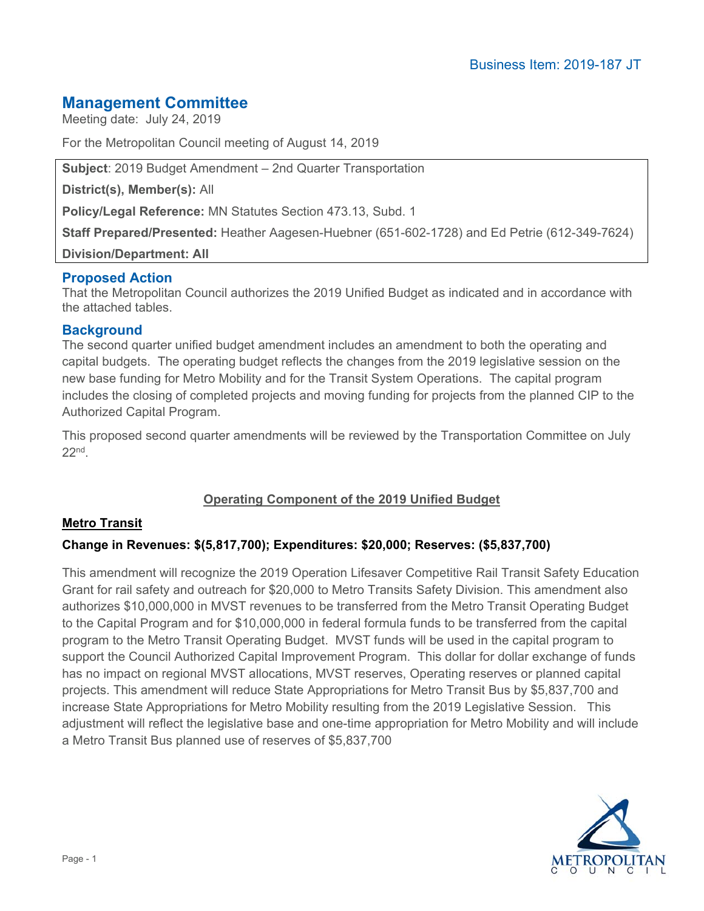Business Item: 2019-187 JT

# Management Committee

Meeting date: July 24, 2019

For the Metropolitan Council meeting of August 14, 2019

| |
|---|
| **Subject**: 2019 Budget Amendment – 2nd Quarter Transportation |
| **District(s), Member(s):** All |
| **Policy/Legal Reference:** MN Statutes Section 473.13, Subd. 1 |
| **Staff Prepared/Presented:** Heather Aagesen-Huebner (651-602-1728) and Ed Petrie (612-349-7624) |
| **Division/Department: All** |

## Proposed Action

That the Metropolitan Council authorizes the 2019 Unified Budget as indicated and in accordance with the attached tables.

## Background

The second quarter unified budget amendment includes an amendment to both the operating and capital budgets. The operating budget reflects the changes from the 2019 legislative session on the new base funding for Metro Mobility and for the Transit System Operations. The capital program includes the closing of completed projects and moving funding for projects from the planned CIP to the Authorized Capital Program.

This proposed second quarter amendments will be reviewed by the Transportation Committee on July 22nd.

## Operating Component of the 2019 Unified Budget

### Metro Transit

**Change in Revenues: $(5,817,700); Expenditures: $20,000; Reserves: ($5,837,700)**

This amendment will recognize the 2019 Operation Lifesaver Competitive Rail Transit Safety Education Grant for rail safety and outreach for $20,000 to Metro Transits Safety Division. This amendment also authorizes $10,000,000 in MVST revenues to be transferred from the Metro Transit Operating Budget to the Capital Program and for $10,000,000 in federal formula funds to be transferred from the capital program to the Metro Transit Operating Budget. MVST funds will be used in the capital program to support the Council Authorized Capital Improvement Program. This dollar for dollar exchange of funds has no impact on regional MVST allocations, MVST reserves, Operating reserves or planned capital projects. This amendment will reduce State Appropriations for Metro Transit Bus by $5,837,700 and increase State Appropriations for Metro Mobility resulting from the 2019 Legislative Session. This adjustment will reflect the legislative base and one-time appropriation for Metro Mobility and will include a Metro Transit Bus planned use of reserves of $5,837,700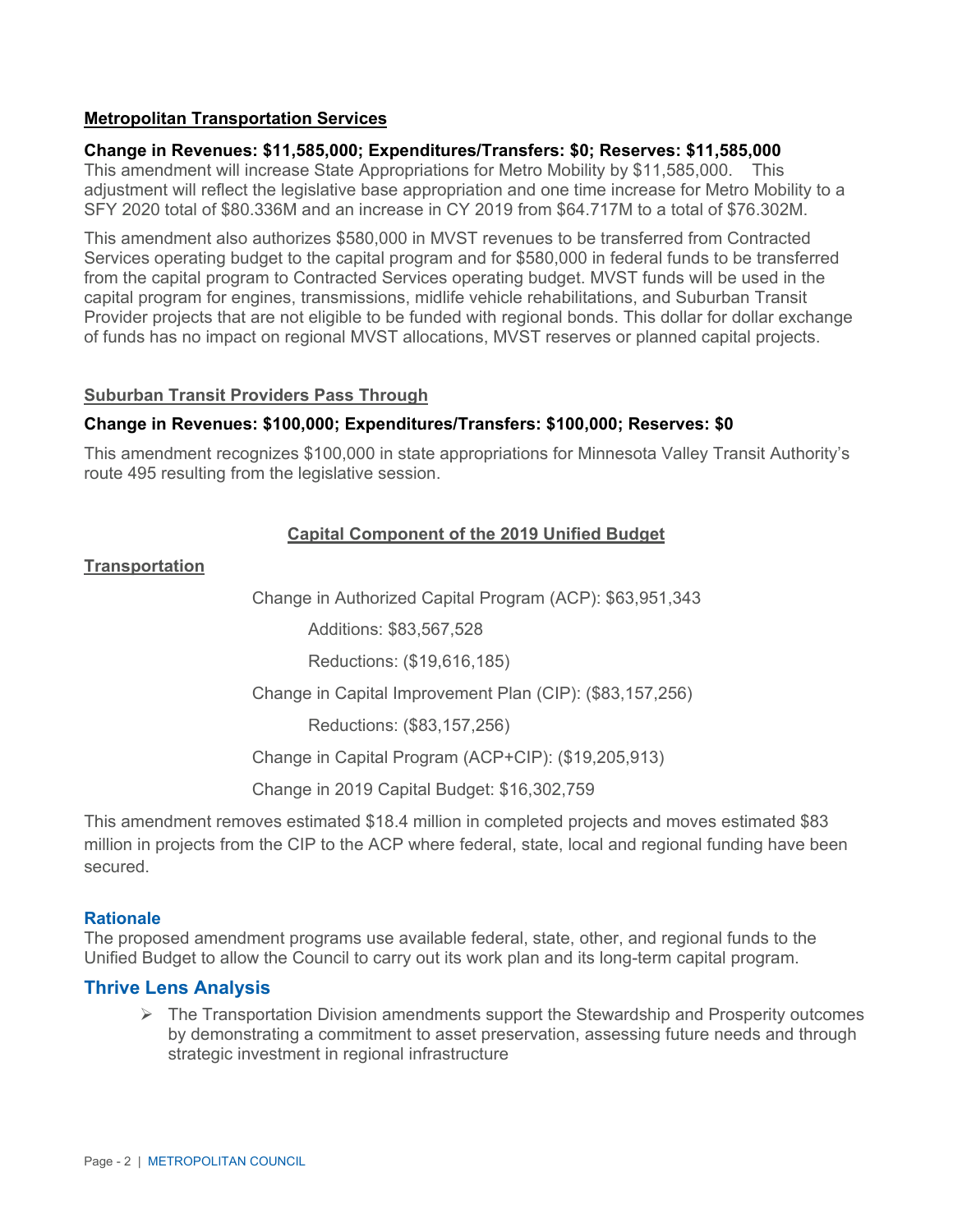**Metropolitan Transportation Services**

**Change in Revenues: $11,585,000; Expenditures/Transfers: $0; Reserves: $11,585,000**

This amendment will increase State Appropriations for Metro Mobility by $11,585,000. This adjustment will reflect the legislative base appropriation and one time increase for Metro Mobility to a SFY 2020 total of $80.336M and an increase in CY 2019 from $64.717M to a total of $76.302M.

This amendment also authorizes $580,000 in MVST revenues to be transferred from Contracted Services operating budget to the capital program and for $580,000 in federal funds to be transferred from the capital program to Contracted Services operating budget. MVST funds will be used in the capital program for engines, transmissions, midlife vehicle rehabilitations, and Suburban Transit Provider projects that are not eligible to be funded with regional bonds. This dollar for dollar exchange of funds has no impact on regional MVST allocations, MVST reserves or planned capital projects.

**Suburban Transit Providers Pass Through**

**Change in Revenues: $100,000; Expenditures/Transfers: $100,000; Reserves: $0**

This amendment recognizes $100,000 in state appropriations for Minnesota Valley Transit Authority's route 495 resulting from the legislative session.

**Capital Component of the 2019 Unified Budget**

**Transportation**

Change in Authorized Capital Program (ACP): $63,951,343

- Additions: $83,567,528
- Reductions: ($19,616,185)

Change in Capital Improvement Plan (CIP): ($83,157,256)

- Reductions: ($83,157,256)

Change in Capital Program (ACP+CIP): ($19,205,913)

Change in 2019 Capital Budget: $16,302,759

This amendment removes estimated $18.4 million in completed projects and moves estimated $83 million in projects from the CIP to the ACP where federal, state, local and regional funding have been secured.

## Rationale

The proposed amendment programs use available federal, state, other, and regional funds to the Unified Budget to allow the Council to carry out its work plan and its long-term capital program.

## Thrive Lens Analysis

- The Transportation Division amendments support the Stewardship and Prosperity outcomes by demonstrating a commitment to asset preservation, assessing future needs and through strategic investment in regional infrastructure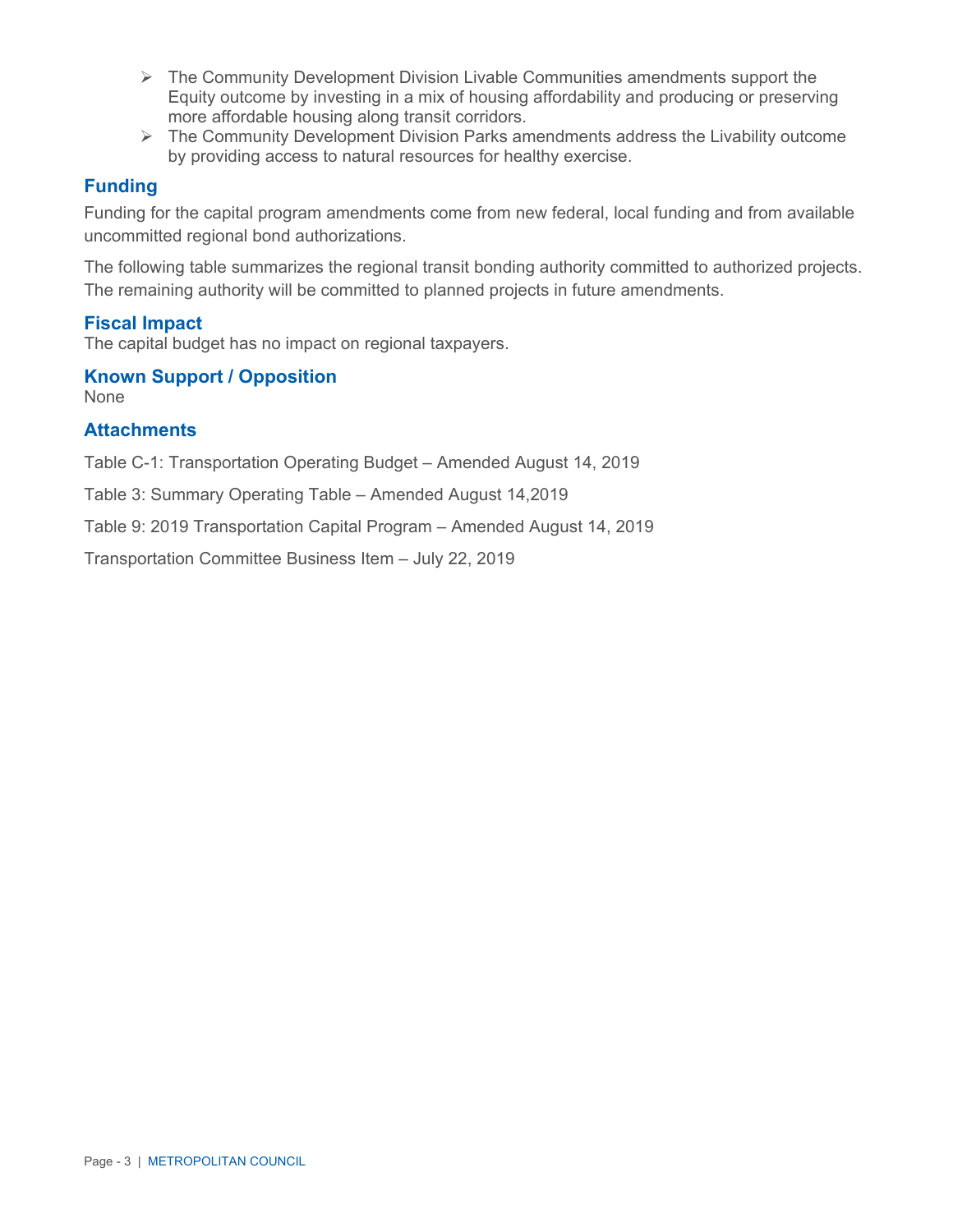- The Community Development Division Livable Communities amendments support the Equity outcome by investing in a mix of housing affordability and producing or preserving more affordable housing along transit corridors.
- The Community Development Division Parks amendments address the Livability outcome by providing access to natural resources for healthy exercise.

## Funding

Funding for the capital program amendments come from new federal, local funding and from available uncommitted regional bond authorizations.

The following table summarizes the regional transit bonding authority committed to authorized projects. The remaining authority will be committed to planned projects in future amendments.

## Fiscal Impact

The capital budget has no impact on regional taxpayers.

## Known Support / Opposition

None

## Attachments

Table C-1: Transportation Operating Budget – Amended August 14, 2019

Table 3: Summary Operating Table – Amended August 14,2019

Table 9: 2019 Transportation Capital Program – Amended August 14, 2019

Transportation Committee Business Item – July 22, 2019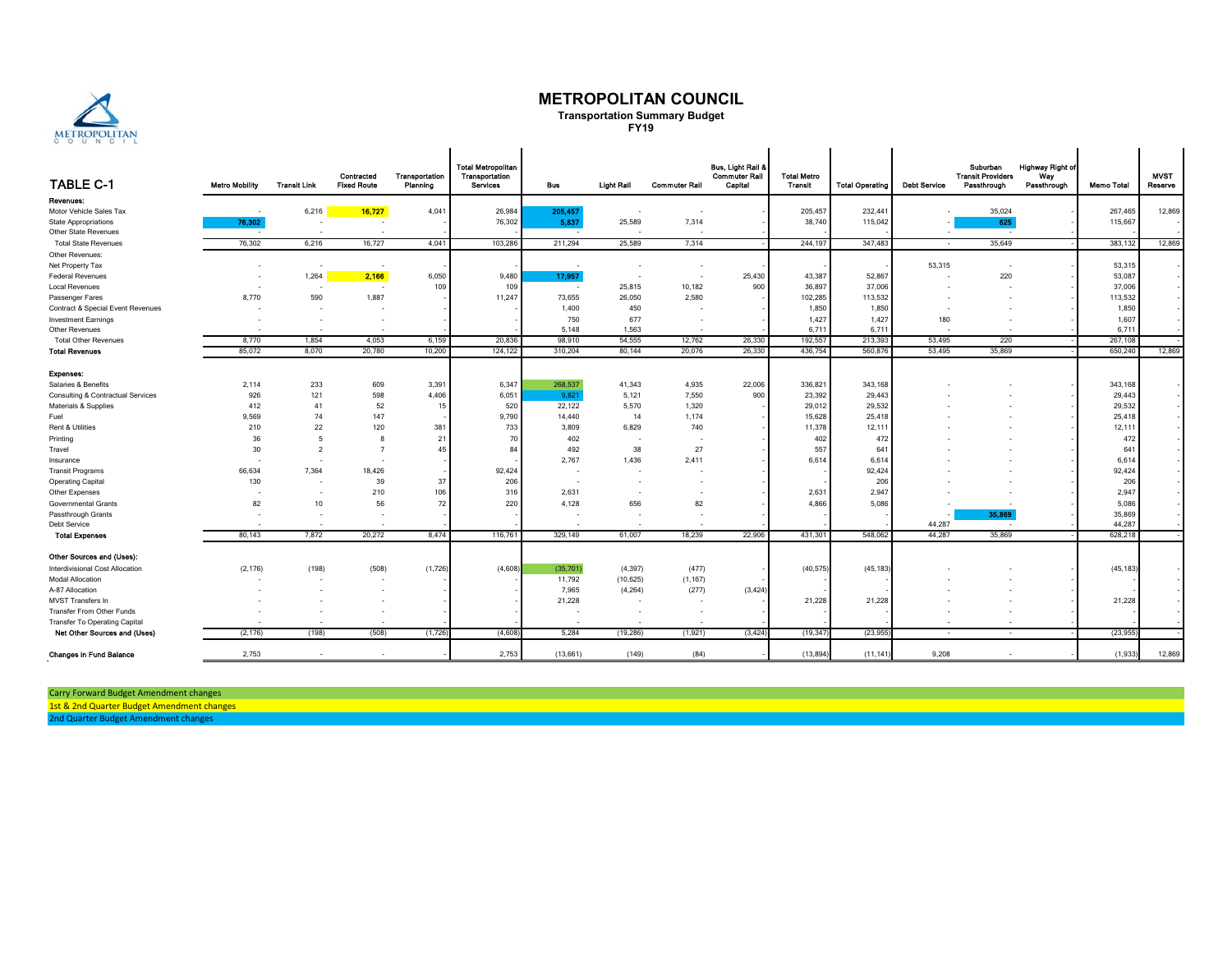# METROPOLITAN COUNCIL

**Transportation Summary Budget**
**FY19**

| TABLE C-1 | Metro Mobility | Transit Link | Contracted Fixed Route | Transportation Planning | Total Metropolitan Transportation Services | Bus | Light Rail | Commuter Rail | Bus, Light Rail & Commuter Rail Capital | Total Metro Transit | Total Operating | Debt Service | Suburban Transit Providers Passthrough | Highway Right of Way Passthrough | Memo Total | MVST Reserve |
|---|---|---|---|---|---|---|---|---|---|---|---|---|---|---|---|---|
| **Revenues:** | | | | | | | | | | | | | | | | |
| Motor Vehicle Sales Tax | - | 6,216 | 16,727 | 4,041 | 26,984 | 205,457 | - | - | - | 205,457 | 232,441 | - | 35,024 | - | 267,465 | 12,869 |
| State Appropriations | 76,302 | - | - | - | 76,302 | 5,837 | 25,589 | 7,314 | - | 38,740 | 115,042 | - | 625 | - | 115,667 | - |
| Other State Revenues | - | - | - | - | - | - | - | - | - | - | - | - | - | - | - | - |
| Total State Revenues | 76,302 | 6,216 | 16,727 | 4,041 | 103,286 | 211,294 | 25,589 | 7,314 | - | 244,197 | 347,483 | - | 35,649 | - | 383,132 | 12,869 |
| Other Revenues: | | | | | | | | | | | | | | | | |
| Net Property Tax | - | - | - | - | - | - | - | - | - | - | - | 53,315 | - | - | 53,315 | - |
| Federal Revenues | - | 1,264 | 2,166 | 6,050 | 9,480 | 17,957 | - | - | 25,430 | 43,387 | 52,867 | - | 220 | - | 53,087 | - |
| Local Revenues | - | - | - | 109 | 109 | - | 25,815 | 10,182 | 900 | 36,897 | 37,006 | - | - | - | 37,006 | - |
| Passenger Fares | 8,770 | 590 | 1,887 | - | 11,247 | 73,655 | 26,050 | 2,580 | - | 102,285 | 113,532 | - | - | - | 113,532 | - |
| Contract & Special Event Revenues | - | - | - | - | - | 1,400 | 450 | - | - | 1,850 | 1,850 | - | - | - | 1,850 | - |
| Investment Earnings | - | - | - | - | - | 750 | 677 | - | - | 1,427 | 1,427 | 180 | - | - | 1,607 | - |
| Other Revenues | - | - | - | - | - | 5,148 | 1,563 | - | - | 6,711 | 6,711 | - | - | - | 6,711 | - |
| Total Other Revenues | 8,770 | 1,854 | 4,053 | 6,159 | 20,836 | 98,910 | 54,555 | 12,762 | 26,330 | 192,557 | 213,393 | 53,495 | 220 | - | 267,108 | - |
| **Total Revenues** | 85,072 | 8,070 | 20,780 | 10,200 | 124,122 | 310,204 | 80,144 | 20,076 | 26,330 | 436,754 | 560,876 | 53,495 | 35,869 | - | 650,240 | 12,869 |
| **Expenses:** | | | | | | | | | | | | | | | | |
| Salaries & Benefits | 2,114 | 233 | 609 | 3,391 | 6,347 | 268,537 | 41,343 | 4,935 | 22,006 | 336,821 | 343,168 | - | - | - | 343,168 | - |
| Consulting & Contractual Services | 926 | 121 | 598 | 4,406 | 6,051 | 9,821 | 5,121 | 7,550 | 900 | 23,392 | 29,443 | - | - | - | 29,443 | - |
| Materials & Supplies | 412 | 41 | 52 | 15 | 520 | 22,122 | 5,570 | 1,320 | - | 29,012 | 29,532 | - | - | - | 29,532 | - |
| Fuel | 9,569 | 74 | 147 | - | 9,790 | 14,440 | 14 | 1,174 | - | 15,628 | 25,418 | - | - | - | 25,418 | - |
| Rent & Utilities | 210 | 22 | 120 | 381 | 733 | 3,809 | 6,829 | 740 | - | 11,378 | 12,111 | - | - | - | 12,111 | - |
| Printing | 36 | 5 | 8 | 21 | 70 | 402 | - | - | - | 402 | 472 | - | - | - | 472 | - |
| Travel | 30 | 2 | 7 | 45 | 84 | 492 | 38 | 27 | - | 557 | 641 | - | - | - | 641 | - |
| Insurance | - | - | - | - | - | 2,767 | 1,436 | 2,411 | - | 6,614 | 6,614 | - | - | - | 6,614 | - |
| Transit Programs | 66,634 | 7,364 | 18,426 | - | 92,424 | - | - | - | - | - | 92,424 | - | - | - | 92,424 | - |
| Operating Capital | 130 | - | 39 | 37 | 206 | - | - | - | - | - | 206 | - | - | - | 206 | - |
| Other Expenses | - | - | 210 | 106 | 316 | 2,631 | - | - | - | 2,631 | 2,947 | - | - | - | 2,947 | - |
| Governmental Grants | 82 | 10 | 56 | 72 | 220 | 4,128 | 656 | 82 | - | 4,866 | 5,086 | - | - | - | 5,086 | - |
| Passthrough Grants | - | - | - | - | - | - | - | - | - | - | - | - | 35,869 | - | 35,869 | - |
| Debt Service | - | - | - | - | - | - | - | - | - | - | - | 44,287 | - | - | 44,287 | - |
| **Total Expenses** | 80,143 | 7,872 | 20,272 | 8,474 | 116,761 | 329,149 | 61,007 | 18,239 | 22,906 | 431,301 | 548,062 | 44,287 | 35,869 | - | 628,218 | - |
| **Other Sources and (Uses):** | | | | | | | | | | | | | | | | |
| Interdivisional Cost Allocation | (2,176) | (198) | (508) | (1,726) | (4,608) | (35,701) | (4,397) | (477) | - | (40,575) | (45,183) | - | - | - | (45,183) | - |
| Modal Allocation | - | - | - | - | - | 11,792 | (10,625) | (1,167) | - | - | - | - | - | - | - | - |
| A-87 Allocation | - | - | - | - | - | 7,965 | (4,264) | (277) | (3,424) | - | - | - | - | - | - | - |
| MVST Transfers In | - | - | - | - | - | 21,228 | - | - | - | 21,228 | 21,228 | - | - | - | 21,228 | - |
| Transfer From Other Funds | - | - | - | - | - | - | - | - | - | - | - | - | - | - | - | - |
| Transfer To Operating Capital | - | - | - | - | - | - | - | - | - | - | - | - | - | - | - | - |
| **Net Other Sources and (Uses)** | (2,176) | (198) | (508) | (1,726) | (4,608) | 5,284 | (19,286) | (1,921) | (3,424) | (19,347) | (23,955) | - | - | - | (23,955) | - |
| **Changes in Fund Balance** | 2,753 | - | - | - | 2,753 | (13,661) | (149) | (84) | - | (13,894) | (11,141) | 9,208 | - | - | (1,933) | 12,869 |

Carry Forward Budget Amendment changes

1st & 2nd Quarter Budget Amendment changes

2nd Quarter Budget Amendment changes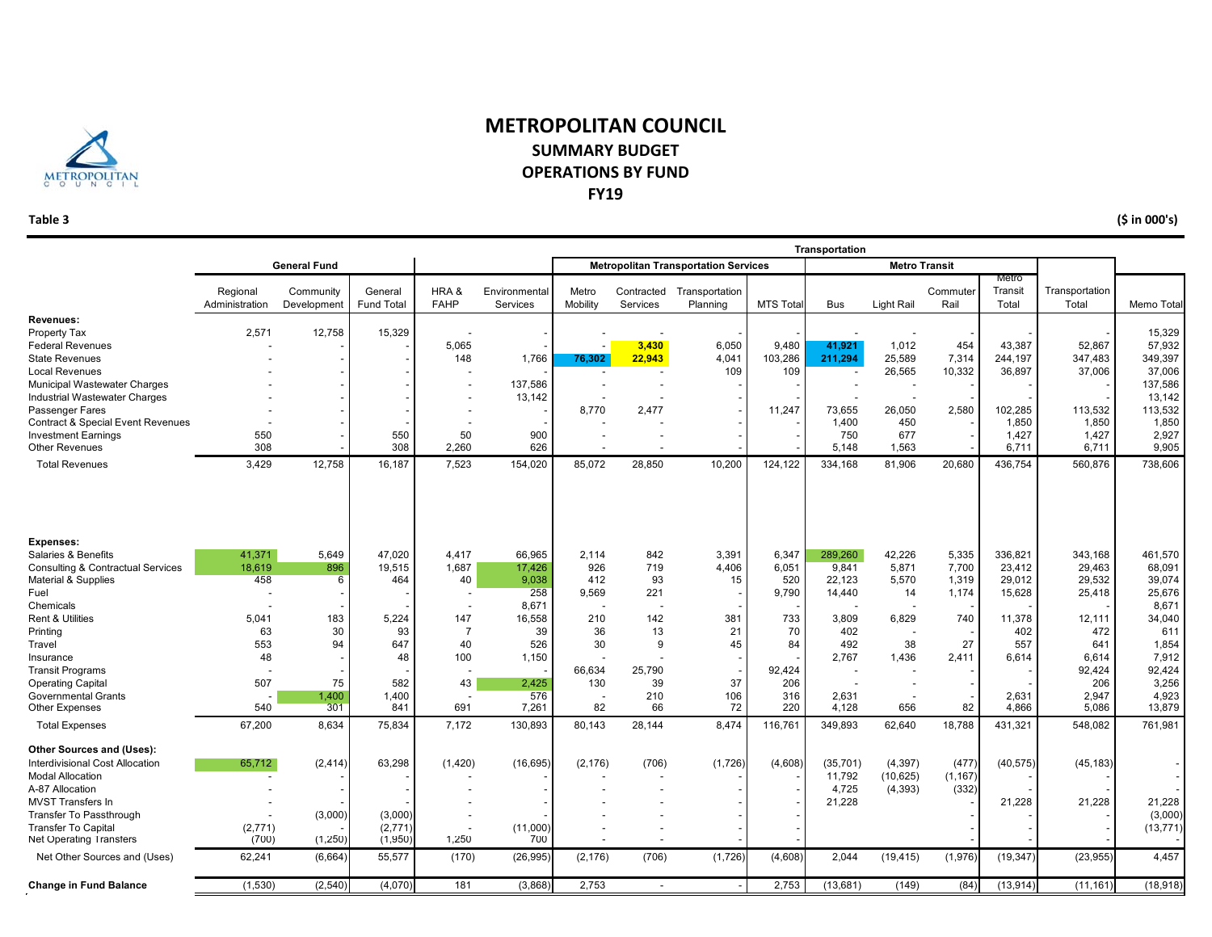# METROPOLITAN COUNCIL

## SUMMARY BUDGET

## OPERATIONS BY FUND

## FY19

**Table 3** **($ in 000's)**

| | General Fund | | | | | Transportation | | | | | | | | | |
|---|---|---|---|---|---|---|---|---|---|---|---|---|---|---|---|
| | | | | | | Metropolitan Transportation Services | | | | Metro Transit | | | | | |
| | Regional Administration | Community Development | General Fund Total | HRA & FAHP | Environmental Services | Metro Mobility | Contracted Services | Transportation Planning | MTS Total | Bus | Light Rail | Commuter Rail | Metro Transit Total | Transportation Total | Memo Total |
| **Revenues:** | | | | | | | | | | | | | | | |
| Property Tax | 2,571 | 12,758 | 15,329 | - | - | - | - | - | - | - | - | - | - | - | 15,329 |
| Federal Revenues | - | - | - | 5,065 | - | - | 3,430 | 6,050 | 9,480 | 41,921 | 1,012 | 454 | 43,387 | 52,867 | 57,932 |
| State Revenues | - | - | - | 148 | 1,766 | 76,302 | 22,943 | 4,041 | 103,286 | 211,294 | 25,589 | 7,314 | 244,197 | 347,483 | 349,397 |
| Local Revenues | - | - | - | - | - | - | - | 109 | 109 | - | 26,565 | 10,332 | 36,897 | 37,006 | 37,006 |
| Municipal Wastewater Charges | - | - | - | - | 137,586 | - | - | - | - | - | - | - | - | - | 137,586 |
| Industrial Wastewater Charges | - | - | - | - | 13,142 | - | - | - | - | - | - | - | - | - | 13,142 |
| Passenger Fares | - | - | - | - | - | 8,770 | 2,477 | - | 11,247 | 73,655 | 26,050 | 2,580 | 102,285 | 113,532 | 113,532 |
| Contract & Special Event Revenues | - | - | - | - | - | - | - | - | - | 1,400 | 450 | - | 1,850 | 1,850 | 1,850 |
| Investment Earnings | 550 | - | 550 | 50 | 900 | - | - | - | - | 750 | 677 | - | 1,427 | 1,427 | 2,927 |
| Other Revenues | 308 | - | 308 | 2,260 | 626 | - | - | - | - | 5,148 | 1,563 | - | 6,711 | 6,711 | 9,905 |
| Total Revenues | 3,429 | 12,758 | 16,187 | 7,523 | 154,020 | 85,072 | 28,850 | 10,200 | 124,122 | 334,168 | 81,906 | 20,680 | 436,754 | 560,876 | 738,606 |
| **Expenses:** | | | | | | | | | | | | | | | |
| Salaries & Benefits | 41,371 | 5,649 | 47,020 | 4,417 | 66,965 | 2,114 | 842 | 3,391 | 6,347 | 289,260 | 42,226 | 5,335 | 336,821 | 343,168 | 461,570 |
| Consulting & Contractual Services | 18,619 | 896 | 19,515 | 1,687 | 17,426 | 926 | 719 | 4,406 | 6,051 | 9,841 | 5,871 | 7,700 | 23,412 | 29,463 | 68,091 |
| Material & Supplies | 458 | 6 | 464 | 40 | 9,038 | 412 | 93 | 15 | 520 | 22,123 | 5,570 | 1,319 | 29,012 | 29,532 | 39,074 |
| Fuel | - | - | - | - | 258 | 9,569 | 221 | - | 9,790 | 14,440 | 14 | 1,174 | 15,628 | 25,418 | 25,676 |
| Chemicals | - | - | - | - | 8,671 | - | - | - | - | - | - | - | - | - | 8,671 |
| Rent & Utilities | 5,041 | 183 | 5,224 | 147 | 16,558 | 210 | 142 | 381 | 733 | 3,809 | 6,829 | 740 | 11,378 | 12,111 | 34,040 |
| Printing | 63 | 30 | 93 | 7 | 39 | 36 | 13 | 21 | 70 | 402 | - | - | 402 | 472 | 611 |
| Travel | 553 | 94 | 647 | 40 | 526 | 30 | 9 | 45 | 84 | 492 | 38 | 27 | 557 | 641 | 1,854 |
| Insurance | 48 | - | 48 | 100 | 1,150 | - | - | - | - | 2,767 | 1,436 | 2,411 | 6,614 | 6,614 | 7,912 |
| Transit Programs | - | - | - | - | - | 66,634 | 25,790 | - | 92,424 | - | - | - | - | 92,424 | 92,424 |
| Operating Capital | 507 | 75 | 582 | 43 | 2,425 | 130 | 39 | 37 | 206 | - | - | - | - | 206 | 3,256 |
| Governmental Grants | - | 1,400 | 1,400 | - | 576 | - | 210 | 106 | 316 | 2,631 | - | - | 2,631 | 2,947 | 4,923 |
| Other Expenses | 540 | 301 | 841 | 691 | 7,261 | 82 | 66 | 72 | 220 | 4,128 | 656 | 82 | 4,866 | 5,086 | 13,879 |
| Total Expenses | 67,200 | 8,634 | 75,834 | 7,172 | 130,893 | 80,143 | 28,144 | 8,474 | 116,761 | 349,893 | 62,640 | 18,788 | 431,321 | 548,082 | 761,981 |
| **Other Sources and (Uses):** | | | | | | | | | | | | | | | |
| Interdivisional Cost Allocation | 65,712 | (2,414) | 63,298 | (1,420) | (16,695) | (2,176) | (706) | (1,726) | (4,608) | (35,701) | (4,397) | (477) | (40,575) | (45,183) | - |
| Modal Allocation | - | - | - | - | - | - | - | - | - | 11,792 | (10,625) | (1,167) | - | - | - |
| A-87 Allocation | - | - | - | - | - | - | - | - | - | 4,725 | (4,393) | (332) | - | - | - |
| MVST Transfers In | - | - | - | - | - | - | - | - | - | 21,228 | | - | 21,228 | 21,228 | 21,228 |
| Transfer To Passthrough | - | (3,000) | (3,000) | - | - | - | - | - | - | | | - | - | - | (3,000) |
| Transfer To Capital | (2,771) | - | (2,771) | - | (11,000) | - | - | - | - | | | - | - | - | (13,771) |
| Net Operating Transfers | (700) | (1,250) | (1,950) | 1,250 | 700 | - | - | - | - | | | - | - | - | - |
| Net Other Sources and (Uses) | 62,241 | (6,664) | 55,577 | (170) | (26,995) | (2,176) | (706) | (1,726) | (4,608) | 2,044 | (19,415) | (1,976) | (19,347) | (23,955) | 4,457 |
| **Change in Fund Balance** | (1,530) | (2,540) | (4,070) | 181 | (3,868) | 2,753 | - | - | 2,753 | (13,681) | (149) | (84) | (13,914) | (11,161) | (18,918) |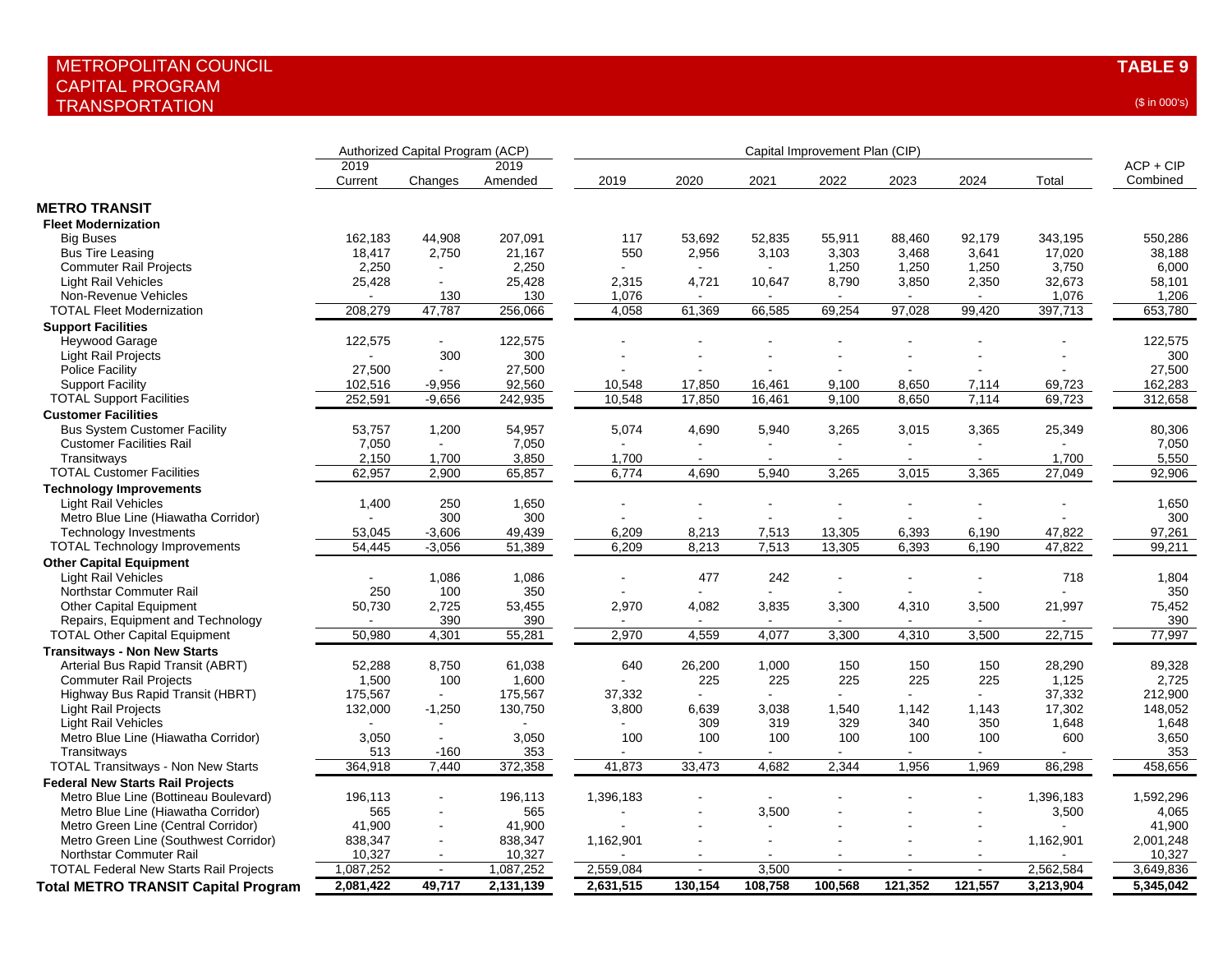# METROPOLITAN COUNCIL
## CAPITAL PROGRAM
## TRANSPORTATION

**TABLE 9**

($ in 000's)

| | Authorized Capital Program (ACP) | | | Capital Improvement Plan (CIP) | | | | | | | |
|---|---|---|---|---|---|---|---|---|---|---|---|
| | 2019 Current | Changes | 2019 Amended | 2019 | 2020 | 2021 | 2022 | 2023 | 2024 | Total | ACP + CIP Combined |
| **METRO TRANSIT** | | | | | | | | | | | |
| **Fleet Modernization** | | | | | | | | | | | |
| Big Buses | 162,183 | 44,908 | 207,091 | 117 | 53,692 | 52,835 | 55,911 | 88,460 | 92,179 | 343,195 | 550,286 |
| Bus Tire Leasing | 18,417 | 2,750 | 21,167 | 550 | 2,956 | 3,103 | 3,303 | 3,468 | 3,641 | 17,020 | 38,188 |
| Commuter Rail Projects | 2,250 | - | 2,250 | - | - | - | 1,250 | 1,250 | 1,250 | 3,750 | 6,000 |
| Light Rail Vehicles | 25,428 | - | 25,428 | 2,315 | 4,721 | 10,647 | 8,790 | 3,850 | 2,350 | 32,673 | 58,101 |
| Non-Revenue Vehicles | - | 130 | 130 | 1,076 | - | - | - | - | - | 1,076 | 1,206 |
| TOTAL Fleet Modernization | 208,279 | 47,787 | 256,066 | 4,058 | 61,369 | 66,585 | 69,254 | 97,028 | 99,420 | 397,713 | 653,780 |
| **Support Facilities** | | | | | | | | | | | |
| Heywood Garage | 122,575 | - | 122,575 | - | - | - | - | - | - | - | 122,575 |
| Light Rail Projects | - | 300 | 300 | - | - | - | - | - | - | - | 300 |
| Police Facility | 27,500 | - | 27,500 | - | - | - | - | - | - | - | 27,500 |
| Support Facility | 102,516 | -9,956 | 92,560 | 10,548 | 17,850 | 16,461 | 9,100 | 8,650 | 7,114 | 69,723 | 162,283 |
| TOTAL Support Facilities | 252,591 | -9,656 | 242,935 | 10,548 | 17,850 | 16,461 | 9,100 | 8,650 | 7,114 | 69,723 | 312,658 |
| **Customer Facilities** | | | | | | | | | | | |
| Bus System Customer Facility | 53,757 | 1,200 | 54,957 | 5,074 | 4,690 | 5,940 | 3,265 | 3,015 | 3,365 | 25,349 | 80,306 |
| Customer Facilities Rail | 7,050 | - | 7,050 | - | - | - | - | - | - | - | 7,050 |
| Transitways | 2,150 | 1,700 | 3,850 | 1,700 | - | - | - | - | - | 1,700 | 5,550 |
| TOTAL Customer Facilities | 62,957 | 2,900 | 65,857 | 6,774 | 4,690 | 5,940 | 3,265 | 3,015 | 3,365 | 27,049 | 92,906 |
| **Technology Improvements** | | | | | | | | | | | |
| Light Rail Vehicles | 1,400 | 250 | 1,650 | - | - | - | - | - | - | - | 1,650 |
| Metro Blue Line (Hiawatha Corridor) | - | 300 | 300 | - | - | - | - | - | - | - | 300 |
| Technology Investments | 53,045 | -3,606 | 49,439 | 6,209 | 8,213 | 7,513 | 13,305 | 6,393 | 6,190 | 47,822 | 97,261 |
| TOTAL Technology Improvements | 54,445 | -3,056 | 51,389 | 6,209 | 8,213 | 7,513 | 13,305 | 6,393 | 6,190 | 47,822 | 99,211 |
| **Other Capital Equipment** | | | | | | | | | | | |
| Light Rail Vehicles | - | 1,086 | 1,086 | - | 477 | 242 | - | - | - | 718 | 1,804 |
| Northstar Commuter Rail | 250 | 100 | 350 | - | - | - | - | - | - | - | 350 |
| Other Capital Equipment | 50,730 | 2,725 | 53,455 | 2,970 | 4,082 | 3,835 | 3,300 | 4,310 | 3,500 | 21,997 | 75,452 |
| Repairs, Equipment and Technology | - | 390 | 390 | - | - | - | - | - | - | - | 390 |
| TOTAL Other Capital Equipment | 50,980 | 4,301 | 55,281 | 2,970 | 4,559 | 4,077 | 3,300 | 4,310 | 3,500 | 22,715 | 77,997 |
| **Transitways - Non New Starts** | | | | | | | | | | | |
| Arterial Bus Rapid Transit (ABRT) | 52,288 | 8,750 | 61,038 | 640 | 26,200 | 1,000 | 150 | 150 | 150 | 28,290 | 89,328 |
| Commuter Rail Projects | 1,500 | 100 | 1,600 | - | 225 | 225 | 225 | 225 | 225 | 1,125 | 2,725 |
| Highway Bus Rapid Transit (HBRT) | 175,567 | - | 175,567 | 37,332 | - | - | - | - | - | 37,332 | 212,900 |
| Light Rail Projects | 132,000 | -1,250 | 130,750 | 3,800 | 6,639 | 3,038 | 1,540 | 1,142 | 1,143 | 17,302 | 148,052 |
| Light Rail Vehicles | - | - | - | - | 309 | 319 | 329 | 340 | 350 | 1,648 | 1,648 |
| Metro Blue Line (Hiawatha Corridor) | 3,050 | - | 3,050 | 100 | 100 | 100 | 100 | 100 | 100 | 600 | 3,650 |
| Transitways | 513 | -160 | 353 | - | - | - | - | - | - | - | 353 |
| TOTAL Transitways - Non New Starts | 364,918 | 7,440 | 372,358 | 41,873 | 33,473 | 4,682 | 2,344 | 1,956 | 1,969 | 86,298 | 458,656 |
| **Federal New Starts Rail Projects** | | | | | | | | | | | |
| Metro Blue Line (Bottineau Boulevard) | 196,113 | - | 196,113 | 1,396,183 | - | - | - | - | - | 1,396,183 | 1,592,296 |
| Metro Blue Line (Hiawatha Corridor) | 565 | - | 565 | - | - | 3,500 | - | - | - | 3,500 | 4,065 |
| Metro Green Line (Central Corridor) | 41,900 | - | 41,900 | - | - | - | - | - | - | - | 41,900 |
| Metro Green Line (Southwest Corridor) | 838,347 | - | 838,347 | 1,162,901 | - | - | - | - | - | 1,162,901 | 2,001,248 |
| Northstar Commuter Rail | 10,327 | - | 10,327 | - | - | - | - | - | - | - | 10,327 |
| TOTAL Federal New Starts Rail Projects | 1,087,252 | - | 1,087,252 | 2,559,084 | - | 3,500 | - | - | - | 2,562,584 | 3,649,836 |
| **Total METRO TRANSIT Capital Program** | **2,081,422** | **49,717** | **2,131,139** | **2,631,515** | **130,154** | **108,758** | **100,568** | **121,352** | **121,557** | **3,213,904** | **5,345,042** |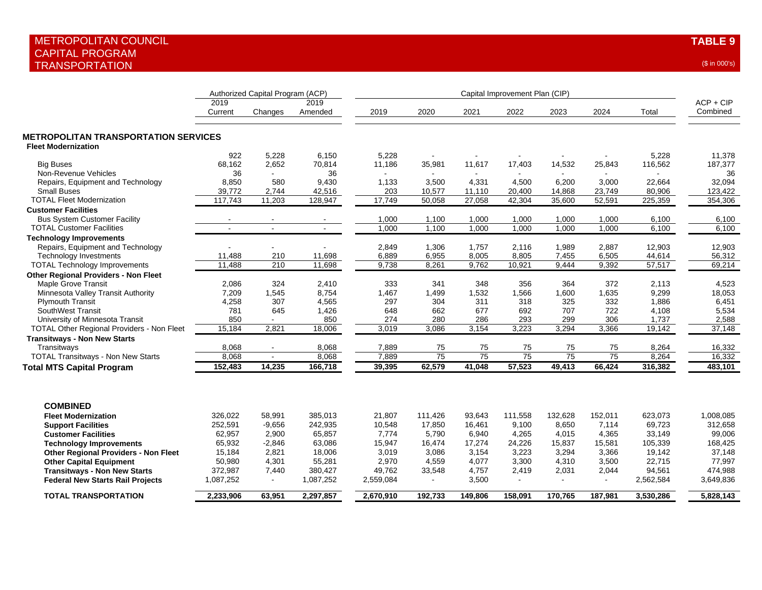# METROPOLITAN COUNCIL
## CAPITAL PROGRAM
## TRANSPORTATION

**TABLE 9**

($ in 000's)

| | Authorized Capital Program (ACP) | | | Capital Improvement Plan (CIP) | | | | | | | |
|---|---|---|---|---|---|---|---|---|---|---|---|
| | 2019 Current | Changes | 2019 Amended | 2019 | 2020 | 2021 | 2022 | 2023 | 2024 | Total | ACP + CIP Combined |
| **METROPOLITAN TRANSPORTATION SERVICES** | | | | | | | | | | | |
| **Fleet Modernization** | | | | | | | | | | | |
| | 922 | 5,228 | 6,150 | 5,228 | - | - | - | - | - | 5,228 | 11,378 |
| Big Buses | 68,162 | 2,652 | 70,814 | 11,186 | 35,981 | 11,617 | 17,403 | 14,532 | 25,843 | 116,562 | 187,377 |
| Non-Revenue Vehicles | 36 | - | 36 | - | - | - | - | - | - | - | 36 |
| Repairs, Equipment and Technology | 8,850 | 580 | 9,430 | 1,133 | 3,500 | 4,331 | 4,500 | 6,200 | 3,000 | 22,664 | 32,094 |
| Small Buses | 39,772 | 2,744 | 42,516 | 203 | 10,577 | 11,110 | 20,400 | 14,868 | 23,749 | 80,906 | 123,422 |
| TOTAL Fleet Modernization | 117,743 | 11,203 | 128,947 | 17,749 | 50,058 | 27,058 | 42,304 | 35,600 | 52,591 | 225,359 | 354,306 |
| **Customer Facilities** | | | | | | | | | | | |
| Bus System Customer Facility | - | - | - | 1,000 | 1,100 | 1,000 | 1,000 | 1,000 | 1,000 | 6,100 | 6,100 |
| TOTAL Customer Facilities | - | - | - | 1,000 | 1,100 | 1,000 | 1,000 | 1,000 | 1,000 | 6,100 | 6,100 |
| **Technology Improvements** | | | | | | | | | | | |
| Repairs, Equipment and Technology | - | - | - | 2,849 | 1,306 | 1,757 | 2,116 | 1,989 | 2,887 | 12,903 | 12,903 |
| Technology Investments | 11,488 | 210 | 11,698 | 6,889 | 6,955 | 8,005 | 8,805 | 7,455 | 6,505 | 44,614 | 56,312 |
| TOTAL Technology Improvements | 11,488 | 210 | 11,698 | 9,738 | 8,261 | 9,762 | 10,921 | 9,444 | 9,392 | 57,517 | 69,214 |
| **Other Regional Providers - Non Fleet** | | | | | | | | | | | |
| Maple Grove Transit | 2,086 | 324 | 2,410 | 333 | 341 | 348 | 356 | 364 | 372 | 2,113 | 4,523 |
| Minnesota Valley Transit Authority | 7,209 | 1,545 | 8,754 | 1,467 | 1,499 | 1,532 | 1,566 | 1,600 | 1,635 | 9,299 | 18,053 |
| Plymouth Transit | 4,258 | 307 | 4,565 | 297 | 304 | 311 | 318 | 325 | 332 | 1,886 | 6,451 |
| SouthWest Transit | 781 | 645 | 1,426 | 648 | 662 | 677 | 692 | 707 | 722 | 4,108 | 5,534 |
| University of Minnesota Transit | 850 | - | 850 | 274 | 280 | 286 | 293 | 299 | 306 | 1,737 | 2,588 |
| TOTAL Other Regional Providers - Non Fleet | 15,184 | 2,821 | 18,006 | 3,019 | 3,086 | 3,154 | 3,223 | 3,294 | 3,366 | 19,142 | 37,148 |
| **Transitways - Non New Starts** | | | | | | | | | | | |
| Transitways | 8,068 | - | 8,068 | 7,889 | 75 | 75 | 75 | 75 | 75 | 8,264 | 16,332 |
| TOTAL Transitways - Non New Starts | 8,068 | - | 8,068 | 7,889 | 75 | 75 | 75 | 75 | 75 | 8,264 | 16,332 |
| **Total MTS Capital Program** | **152,483** | **14,235** | **166,718** | **39,395** | **62,579** | **41,048** | **57,523** | **49,413** | **66,424** | **316,382** | **483,101** |
| | | | | | | | | | | | |
| **COMBINED** | | | | | | | | | | | |
| **Fleet Modernization** | 326,022 | 58,991 | 385,013 | 21,807 | 111,426 | 93,643 | 111,558 | 132,628 | 152,011 | 623,073 | 1,008,085 |
| **Support Facilities** | 252,591 | -9,656 | 242,935 | 10,548 | 17,850 | 16,461 | 9,100 | 8,650 | 7,114 | 69,723 | 312,658 |
| **Customer Facilities** | 62,957 | 2,900 | 65,857 | 7,774 | 5,790 | 6,940 | 4,265 | 4,015 | 4,365 | 33,149 | 99,006 |
| **Technology Improvements** | 65,932 | -2,846 | 63,086 | 15,947 | 16,474 | 17,274 | 24,226 | 15,837 | 15,581 | 105,339 | 168,425 |
| **Other Regional Providers - Non Fleet** | 15,184 | 2,821 | 18,006 | 3,019 | 3,086 | 3,154 | 3,223 | 3,294 | 3,366 | 19,142 | 37,148 |
| **Other Capital Equipment** | 50,980 | 4,301 | 55,281 | 2,970 | 4,559 | 4,077 | 3,300 | 4,310 | 3,500 | 22,715 | 77,997 |
| **Transitways - Non New Starts** | 372,987 | 7,440 | 380,427 | 49,762 | 33,548 | 4,757 | 2,419 | 2,031 | 2,044 | 94,561 | 474,988 |
| **Federal New Starts Rail Projects** | 1,087,252 | - | 1,087,252 | 2,559,084 | - | 3,500 | - | - | - | 2,562,584 | 3,649,836 |
| **TOTAL TRANSPORTATION** | **2,233,906** | **63,951** | **2,297,857** | **2,670,910** | **192,733** | **149,806** | **158,091** | **170,765** | **187,981** | **3,530,286** | **5,828,143** |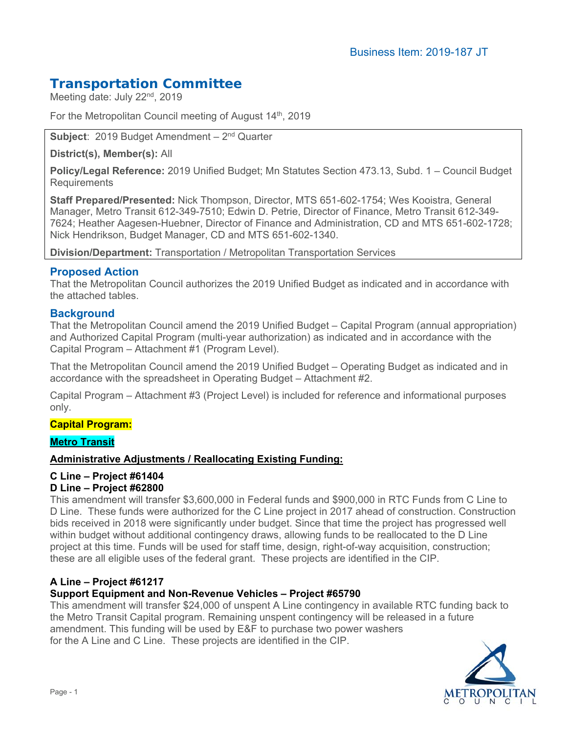Business Item: 2019-187 JT

# Transportation Committee

Meeting date: July 22nd, 2019

For the Metropolitan Council meeting of August 14th, 2019

**Subject**: 2019 Budget Amendment – 2nd Quarter

**District(s), Member(s):** All

**Policy/Legal Reference:** 2019 Unified Budget; Mn Statutes Section 473.13, Subd. 1 – Council Budget Requirements

**Staff Prepared/Presented:** Nick Thompson, Director, MTS 651-602-1754; Wes Kooistra, General Manager, Metro Transit 612-349-7510; Edwin D. Petrie, Director of Finance, Metro Transit 612-349-7624; Heather Aagesen-Huebner, Director of Finance and Administration, CD and MTS 651-602-1728; Nick Hendrikson, Budget Manager, CD and MTS 651-602-1340.

**Division/Department:** Transportation / Metropolitan Transportation Services

## Proposed Action

That the Metropolitan Council authorizes the 2019 Unified Budget as indicated and in accordance with the attached tables.

## Background

That the Metropolitan Council amend the 2019 Unified Budget – Capital Program (annual appropriation) and Authorized Capital Program (multi-year authorization) as indicated and in accordance with the Capital Program – Attachment #1 (Program Level).

That the Metropolitan Council amend the 2019 Unified Budget – Operating Budget as indicated and in accordance with the spreadsheet in Operating Budget – Attachment #2.

Capital Program – Attachment #3 (Project Level) is included for reference and informational purposes only.

**Capital Program:**

**Metro Transit**

**Administrative Adjustments / Reallocating Existing Funding:**

**C Line – Project #61404**
**D Line – Project #62800**

This amendment will transfer $3,600,000 in Federal funds and $900,000 in RTC Funds from C Line to D Line. These funds were authorized for the C Line project in 2017 ahead of construction. Construction bids received in 2018 were significantly under budget. Since that time the project has progressed well within budget without additional contingency draws, allowing funds to be reallocated to the D Line project at this time. Funds will be used for staff time, design, right-of-way acquisition, construction; these are all eligible uses of the federal grant. These projects are identified in the CIP.

**A Line – Project #61217**
**Support Equipment and Non-Revenue Vehicles – Project #65790**

This amendment will transfer $24,000 of unspent A Line contingency in available RTC funding back to the Metro Transit Capital program. Remaining unspent contingency will be released in a future amendment. This funding will be used by E&F to purchase two power washers for the A Line and C Line. These projects are identified in the CIP.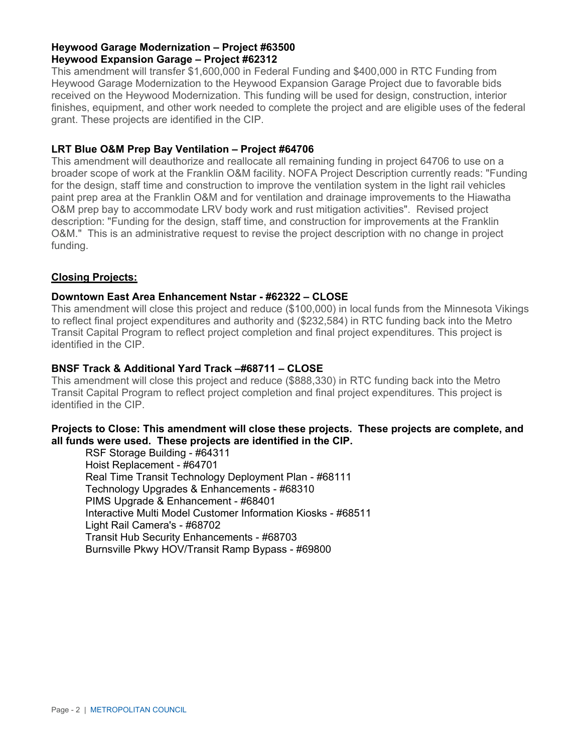**Heywood Garage Modernization – Project #63500**
**Heywood Expansion Garage – Project #62312**

This amendment will transfer $1,600,000 in Federal Funding and $400,000 in RTC Funding from Heywood Garage Modernization to the Heywood Expansion Garage Project due to favorable bids received on the Heywood Modernization. This funding will be used for design, construction, interior finishes, equipment, and other work needed to complete the project and are eligible uses of the federal grant. These projects are identified in the CIP.

**LRT Blue O&M Prep Bay Ventilation – Project #64706**

This amendment will deauthorize and reallocate all remaining funding in project 64706 to use on a broader scope of work at the Franklin O&M facility. NOFA Project Description currently reads: "Funding for the design, staff time and construction to improve the ventilation system in the light rail vehicles paint prep area at the Franklin O&M and for ventilation and drainage improvements to the Hiawatha O&M prep bay to accommodate LRV body work and rust mitigation activities". Revised project description: "Funding for the design, staff time, and construction for improvements at the Franklin O&M." This is an administrative request to revise the project description with no change in project funding.

**<u>Closing Projects:</u>**

**Downtown East Area Enhancement Nstar - #62322 – CLOSE**

This amendment will close this project and reduce ($100,000) in local funds from the Minnesota Vikings to reflect final project expenditures and authority and ($232,584) in RTC funding back into the Metro Transit Capital Program to reflect project completion and final project expenditures. This project is identified in the CIP.

**BNSF Track & Additional Yard Track –#68711 – CLOSE**

This amendment will close this project and reduce ($888,330) in RTC funding back into the Metro Transit Capital Program to reflect project completion and final project expenditures. This project is identified in the CIP.

**Projects to Close: This amendment will close these projects. These projects are complete, and all funds were used. These projects are identified in the CIP.**

- RSF Storage Building - #64311
- Hoist Replacement - #64701
- Real Time Transit Technology Deployment Plan - #68111
- Technology Upgrades & Enhancements - #68310
- PIMS Upgrade & Enhancement - #68401
- Interactive Multi Model Customer Information Kiosks - #68511
- Light Rail Camera's - #68702
- Transit Hub Security Enhancements - #68703
- Burnsville Pkwy HOV/Transit Ramp Bypass - #69800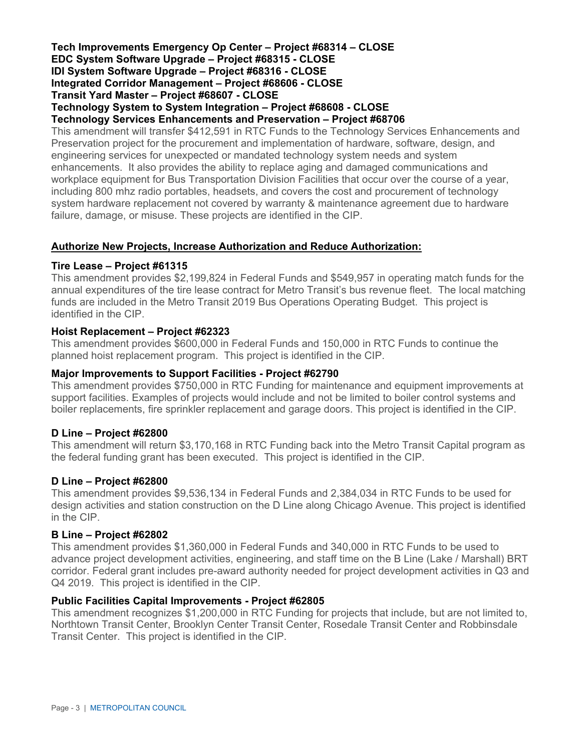**Tech Improvements Emergency Op Center – Project #68314 – CLOSE**
**EDC System Software Upgrade – Project #68315 - CLOSE**
**IDI System Software Upgrade – Project #68316 - CLOSE**
**Integrated Corridor Management – Project #68606 - CLOSE**
**Transit Yard Master – Project #68607 - CLOSE**
**Technology System to System Integration – Project #68608 - CLOSE**
**Technology Services Enhancements and Preservation – Project #68706**

This amendment will transfer $412,591 in RTC Funds to the Technology Services Enhancements and Preservation project for the procurement and implementation of hardware, software, design, and engineering services for unexpected or mandated technology system needs and system enhancements. It also provides the ability to replace aging and damaged communications and workplace equipment for Bus Transportation Division Facilities that occur over the course of a year, including 800 mhz radio portables, headsets, and covers the cost and procurement of technology system hardware replacement not covered by warranty & maintenance agreement due to hardware failure, damage, or misuse. These projects are identified in the CIP.

## Authorize New Projects, Increase Authorization and Reduce Authorization:

**Tire Lease – Project #61315**

This amendment provides $2,199,824 in Federal Funds and $549,957 in operating match funds for the annual expenditures of the tire lease contract for Metro Transit's bus revenue fleet. The local matching funds are included in the Metro Transit 2019 Bus Operations Operating Budget. This project is identified in the CIP.

**Hoist Replacement – Project #62323**

This amendment provides $600,000 in Federal Funds and 150,000 in RTC Funds to continue the planned hoist replacement program. This project is identified in the CIP.

**Major Improvements to Support Facilities - Project #62790**

This amendment provides $750,000 in RTC Funding for maintenance and equipment improvements at support facilities. Examples of projects would include and not be limited to boiler control systems and boiler replacements, fire sprinkler replacement and garage doors. This project is identified in the CIP.

**D Line – Project #62800**

This amendment will return $3,170,168 in RTC Funding back into the Metro Transit Capital program as the federal funding grant has been executed. This project is identified in the CIP.

**D Line – Project #62800**

This amendment provides $9,536,134 in Federal Funds and 2,384,034 in RTC Funds to be used for design activities and station construction on the D Line along Chicago Avenue. This project is identified in the CIP.

**B Line – Project #62802**

This amendment provides $1,360,000 in Federal Funds and 340,000 in RTC Funds to be used to advance project development activities, engineering, and staff time on the B Line (Lake / Marshall) BRT corridor. Federal grant includes pre-award authority needed for project development activities in Q3 and Q4 2019. This project is identified in the CIP.

**Public Facilities Capital Improvements - Project #62805**

This amendment recognizes $1,200,000 in RTC Funding for projects that include, but are not limited to, Northtown Transit Center, Brooklyn Center Transit Center, Rosedale Transit Center and Robbinsdale Transit Center. This project is identified in the CIP.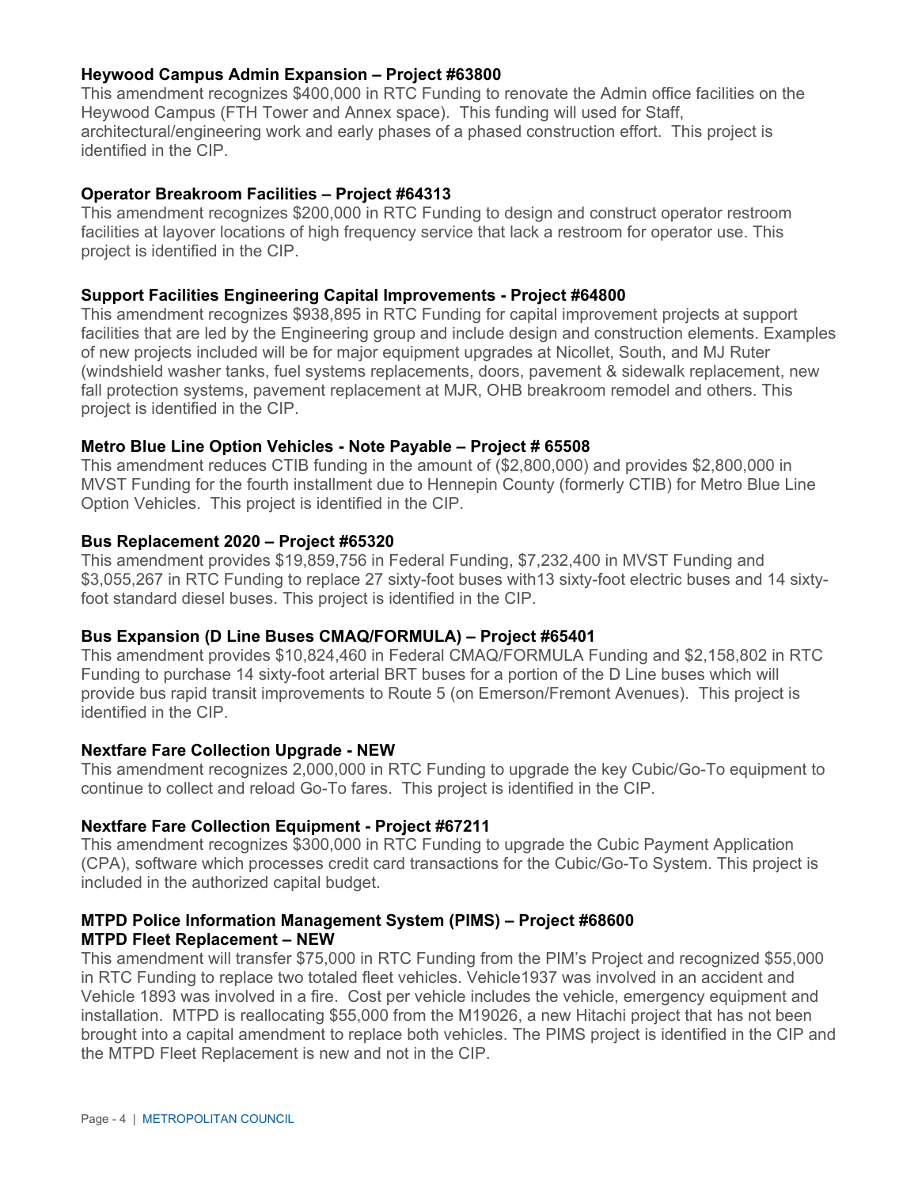**Heywood Campus Admin Expansion – Project #63800**
This amendment recognizes $400,000 in RTC Funding to renovate the Admin office facilities on the Heywood Campus (FTH Tower and Annex space). This funding will used for Staff, architectural/engineering work and early phases of a phased construction effort. This project is identified in the CIP.

**Operator Breakroom Facilities – Project #64313**
This amendment recognizes $200,000 in RTC Funding to design and construct operator restroom facilities at layover locations of high frequency service that lack a restroom for operator use. This project is identified in the CIP.

**Support Facilities Engineering Capital Improvements - Project #64800**
This amendment recognizes $938,895 in RTC Funding for capital improvement projects at support facilities that are led by the Engineering group and include design and construction elements. Examples of new projects included will be for major equipment upgrades at Nicollet, South, and MJ Ruter (windshield washer tanks, fuel systems replacements, doors, pavement & sidewalk replacement, new fall protection systems, pavement replacement at MJR, OHB breakroom remodel and others. This project is identified in the CIP.

**Metro Blue Line Option Vehicles - Note Payable – Project # 65508**
This amendment reduces CTIB funding in the amount of ($2,800,000) and provides $2,800,000 in MVST Funding for the fourth installment due to Hennepin County (formerly CTIB) for Metro Blue Line Option Vehicles. This project is identified in the CIP.

**Bus Replacement 2020 – Project #65320**
This amendment provides $19,859,756 in Federal Funding, $7,232,400 in MVST Funding and $3,055,267 in RTC Funding to replace 27 sixty-foot buses with13 sixty-foot electric buses and 14 sixty-foot standard diesel buses. This project is identified in the CIP.

**Bus Expansion (D Line Buses CMAQ/FORMULA) – Project #65401**
This amendment provides $10,824,460 in Federal CMAQ/FORMULA Funding and $2,158,802 in RTC Funding to purchase 14 sixty-foot arterial BRT buses for a portion of the D Line buses which will provide bus rapid transit improvements to Route 5 (on Emerson/Fremont Avenues). This project is identified in the CIP.

**Nextfare Fare Collection Upgrade - NEW**
This amendment recognizes 2,000,000 in RTC Funding to upgrade the key Cubic/Go-To equipment to continue to collect and reload Go-To fares. This project is identified in the CIP.

**Nextfare Fare Collection Equipment - Project #67211**
This amendment recognizes $300,000 in RTC Funding to upgrade the Cubic Payment Application (CPA), software which processes credit card transactions for the Cubic/Go-To System. This project is included in the authorized capital budget.

**MTPD Police Information Management System (PIMS) – Project #68600**
**MTPD Fleet Replacement – NEW**
This amendment will transfer $75,000 in RTC Funding from the PIM's Project and recognized $55,000 in RTC Funding to replace two totaled fleet vehicles. Vehicle1937 was involved in an accident and Vehicle 1893 was involved in a fire. Cost per vehicle includes the vehicle, emergency equipment and installation. MTPD is reallocating $55,000 from the M19026, a new Hitachi project that has not been brought into a capital amendment to replace both vehicles. The PIMS project is identified in the CIP and the MTPD Fleet Replacement is new and not in the CIP.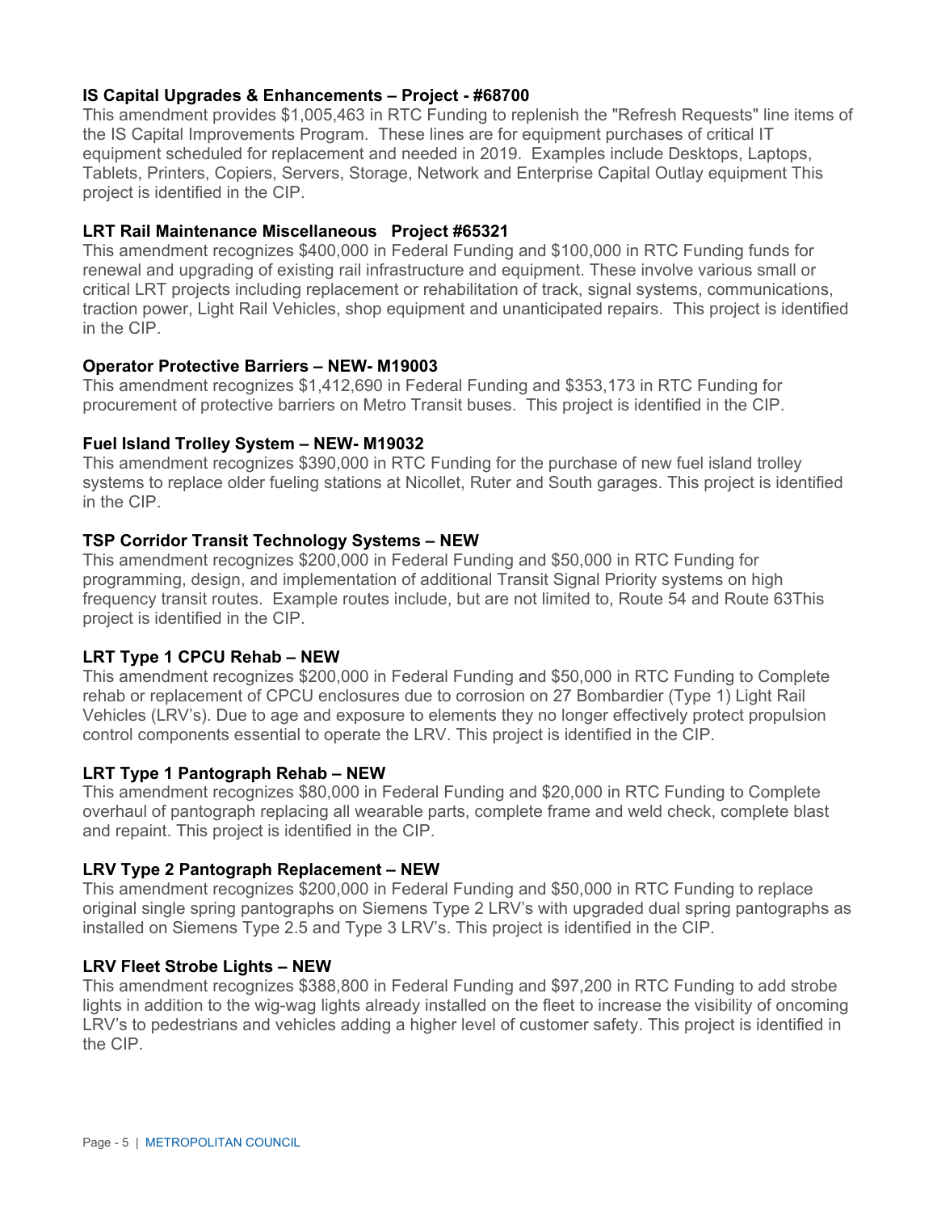**IS Capital Upgrades & Enhancements – Project - #68700**

This amendment provides $1,005,463 in RTC Funding to replenish the "Refresh Requests" line items of the IS Capital Improvements Program. These lines are for equipment purchases of critical IT equipment scheduled for replacement and needed in 2019. Examples include Desktops, Laptops, Tablets, Printers, Copiers, Servers, Storage, Network and Enterprise Capital Outlay equipment This project is identified in the CIP.

**LRT Rail Maintenance Miscellaneous Project #65321**

This amendment recognizes $400,000 in Federal Funding and $100,000 in RTC Funding funds for renewal and upgrading of existing rail infrastructure and equipment. These involve various small or critical LRT projects including replacement or rehabilitation of track, signal systems, communications, traction power, Light Rail Vehicles, shop equipment and unanticipated repairs. This project is identified in the CIP.

**Operator Protective Barriers – NEW- M19003**

This amendment recognizes $1,412,690 in Federal Funding and $353,173 in RTC Funding for procurement of protective barriers on Metro Transit buses. This project is identified in the CIP.

**Fuel Island Trolley System – NEW- M19032**

This amendment recognizes $390,000 in RTC Funding for the purchase of new fuel island trolley systems to replace older fueling stations at Nicollet, Ruter and South garages. This project is identified in the CIP.

**TSP Corridor Transit Technology Systems – NEW**

This amendment recognizes $200,000 in Federal Funding and $50,000 in RTC Funding for programming, design, and implementation of additional Transit Signal Priority systems on high frequency transit routes. Example routes include, but are not limited to, Route 54 and Route 63This project is identified in the CIP.

**LRT Type 1 CPCU Rehab – NEW**

This amendment recognizes $200,000 in Federal Funding and $50,000 in RTC Funding to Complete rehab or replacement of CPCU enclosures due to corrosion on 27 Bombardier (Type 1) Light Rail Vehicles (LRV's). Due to age and exposure to elements they no longer effectively protect propulsion control components essential to operate the LRV. This project is identified in the CIP.

**LRT Type 1 Pantograph Rehab – NEW**

This amendment recognizes $80,000 in Federal Funding and $20,000 in RTC Funding to Complete overhaul of pantograph replacing all wearable parts, complete frame and weld check, complete blast and repaint. This project is identified in the CIP.

**LRV Type 2 Pantograph Replacement – NEW**

This amendment recognizes $200,000 in Federal Funding and $50,000 in RTC Funding to replace original single spring pantographs on Siemens Type 2 LRV's with upgraded dual spring pantographs as installed on Siemens Type 2.5 and Type 3 LRV's. This project is identified in the CIP.

**LRV Fleet Strobe Lights – NEW**

This amendment recognizes $388,800 in Federal Funding and $97,200 in RTC Funding to add strobe lights in addition to the wig-wag lights already installed on the fleet to increase the visibility of oncoming LRV's to pedestrians and vehicles adding a higher level of customer safety. This project is identified in the CIP.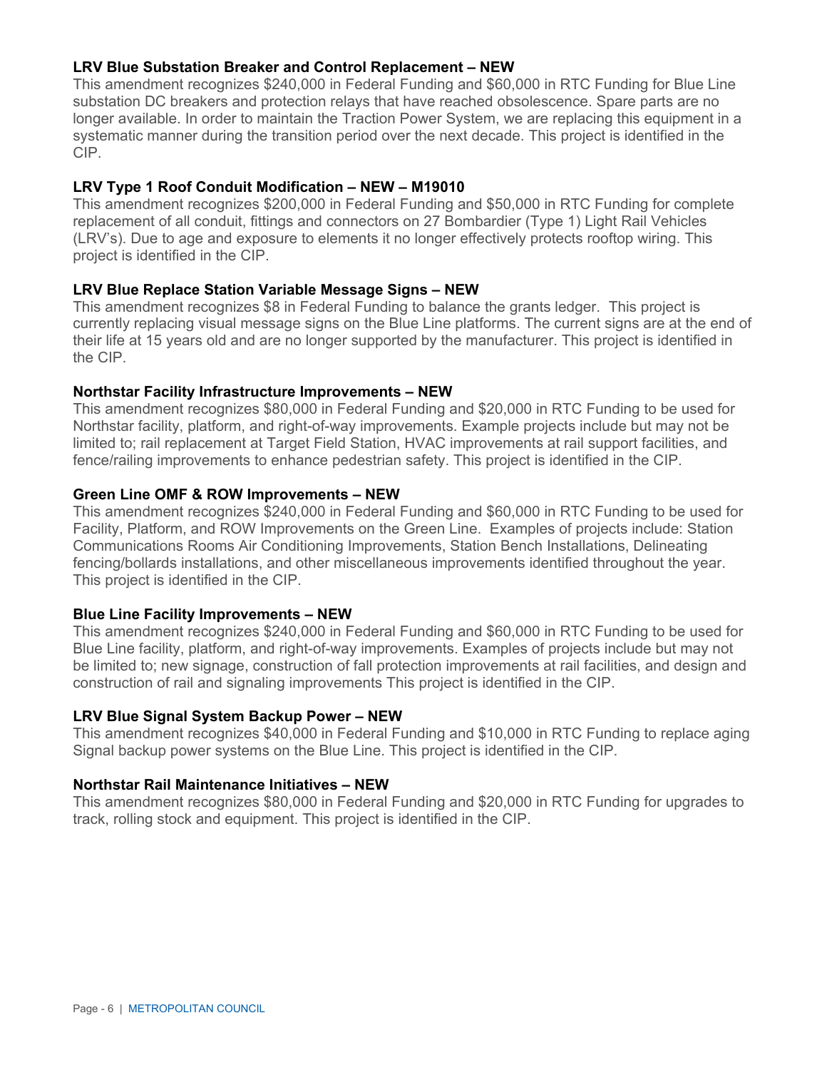**LRV Blue Substation Breaker and Control Replacement – NEW**

This amendment recognizes $240,000 in Federal Funding and $60,000 in RTC Funding for Blue Line substation DC breakers and protection relays that have reached obsolescence. Spare parts are no longer available. In order to maintain the Traction Power System, we are replacing this equipment in a systematic manner during the transition period over the next decade. This project is identified in the CIP.

**LRV Type 1 Roof Conduit Modification – NEW – M19010**

This amendment recognizes $200,000 in Federal Funding and $50,000 in RTC Funding for complete replacement of all conduit, fittings and connectors on 27 Bombardier (Type 1) Light Rail Vehicles (LRV's). Due to age and exposure to elements it no longer effectively protects rooftop wiring. This project is identified in the CIP.

**LRV Blue Replace Station Variable Message Signs – NEW**

This amendment recognizes $8 in Federal Funding to balance the grants ledger. This project is currently replacing visual message signs on the Blue Line platforms. The current signs are at the end of their life at 15 years old and are no longer supported by the manufacturer. This project is identified in the CIP.

**Northstar Facility Infrastructure Improvements – NEW**

This amendment recognizes $80,000 in Federal Funding and $20,000 in RTC Funding to be used for Northstar facility, platform, and right-of-way improvements. Example projects include but may not be limited to; rail replacement at Target Field Station, HVAC improvements at rail support facilities, and fence/railing improvements to enhance pedestrian safety. This project is identified in the CIP.

**Green Line OMF & ROW Improvements – NEW**

This amendment recognizes $240,000 in Federal Funding and $60,000 in RTC Funding to be used for Facility, Platform, and ROW Improvements on the Green Line. Examples of projects include: Station Communications Rooms Air Conditioning Improvements, Station Bench Installations, Delineating fencing/bollards installations, and other miscellaneous improvements identified throughout the year. This project is identified in the CIP.

**Blue Line Facility Improvements – NEW**

This amendment recognizes $240,000 in Federal Funding and $60,000 in RTC Funding to be used for Blue Line facility, platform, and right-of-way improvements. Examples of projects include but may not be limited to; new signage, construction of fall protection improvements at rail facilities, and design and construction of rail and signaling improvements This project is identified in the CIP.

**LRV Blue Signal System Backup Power – NEW**

This amendment recognizes $40,000 in Federal Funding and $10,000 in RTC Funding to replace aging Signal backup power systems on the Blue Line. This project is identified in the CIP.

**Northstar Rail Maintenance Initiatives – NEW**

This amendment recognizes $80,000 in Federal Funding and $20,000 in RTC Funding for upgrades to track, rolling stock and equipment. This project is identified in the CIP.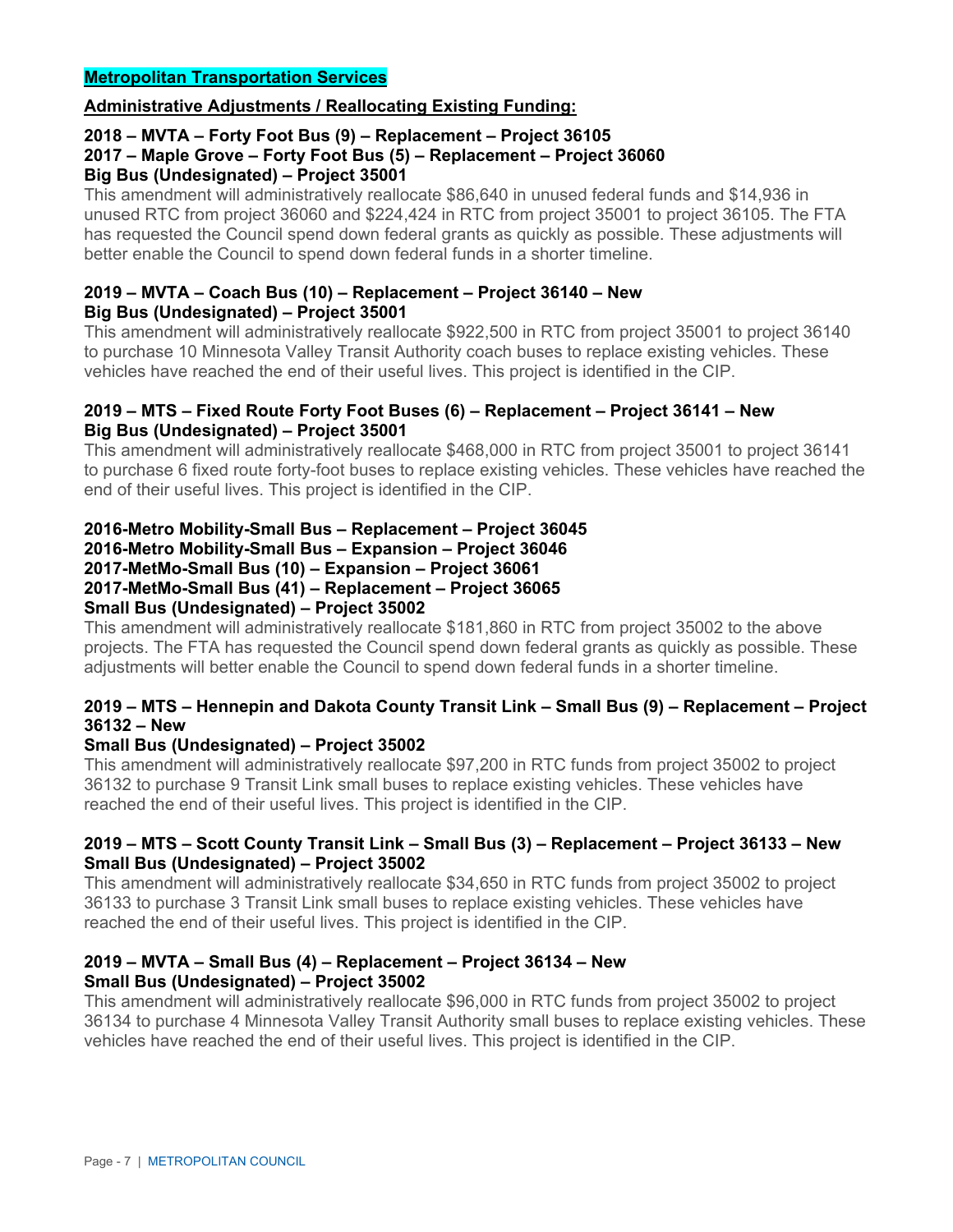## Metropolitan Transportation Services

### Administrative Adjustments / Reallocating Existing Funding:

**2018 – MVTA – Forty Foot Bus (9) – Replacement – Project 36105**
**2017 – Maple Grove – Forty Foot Bus (5) – Replacement – Project 36060**
**Big Bus (Undesignated) – Project 35001**

This amendment will administratively reallocate $86,640 in unused federal funds and $14,936 in unused RTC from project 36060 and $224,424 in RTC from project 35001 to project 36105. The FTA has requested the Council spend down federal grants as quickly as possible. These adjustments will better enable the Council to spend down federal funds in a shorter timeline.

**2019 – MVTA – Coach Bus (10) – Replacement – Project 36140 – New**
**Big Bus (Undesignated) – Project 35001**

This amendment will administratively reallocate $922,500 in RTC from project 35001 to project 36140 to purchase 10 Minnesota Valley Transit Authority coach buses to replace existing vehicles. These vehicles have reached the end of their useful lives. This project is identified in the CIP.

**2019 – MTS – Fixed Route Forty Foot Buses (6) – Replacement – Project 36141 – New**
**Big Bus (Undesignated) – Project 35001**

This amendment will administratively reallocate $468,000 in RTC from project 35001 to project 36141 to purchase 6 fixed route forty-foot buses to replace existing vehicles. These vehicles have reached the end of their useful lives. This project is identified in the CIP.

**2016-Metro Mobility-Small Bus – Replacement – Project 36045**
**2016-Metro Mobility-Small Bus – Expansion – Project 36046**
**2017-MetMo-Small Bus (10) – Expansion – Project 36061**
**2017-MetMo-Small Bus (41) – Replacement – Project 36065**
**Small Bus (Undesignated) – Project 35002**

This amendment will administratively reallocate $181,860 in RTC from project 35002 to the above projects. The FTA has requested the Council spend down federal grants as quickly as possible. These adjustments will better enable the Council to spend down federal funds in a shorter timeline.

**2019 – MTS – Hennepin and Dakota County Transit Link – Small Bus (9) – Replacement – Project 36132 – New**
**Small Bus (Undesignated) – Project 35002**

This amendment will administratively reallocate $97,200 in RTC funds from project 35002 to project 36132 to purchase 9 Transit Link small buses to replace existing vehicles. These vehicles have reached the end of their useful lives. This project is identified in the CIP.

**2019 – MTS – Scott County Transit Link – Small Bus (3) – Replacement – Project 36133 – New**
**Small Bus (Undesignated) – Project 35002**

This amendment will administratively reallocate $34,650 in RTC funds from project 35002 to project 36133 to purchase 3 Transit Link small buses to replace existing vehicles. These vehicles have reached the end of their useful lives. This project is identified in the CIP.

**2019 – MVTA – Small Bus (4) – Replacement – Project 36134 – New**
**Small Bus (Undesignated) – Project 35002**

This amendment will administratively reallocate $96,000 in RTC funds from project 35002 to project 36134 to purchase 4 Minnesota Valley Transit Authority small buses to replace existing vehicles. These vehicles have reached the end of their useful lives. This project is identified in the CIP.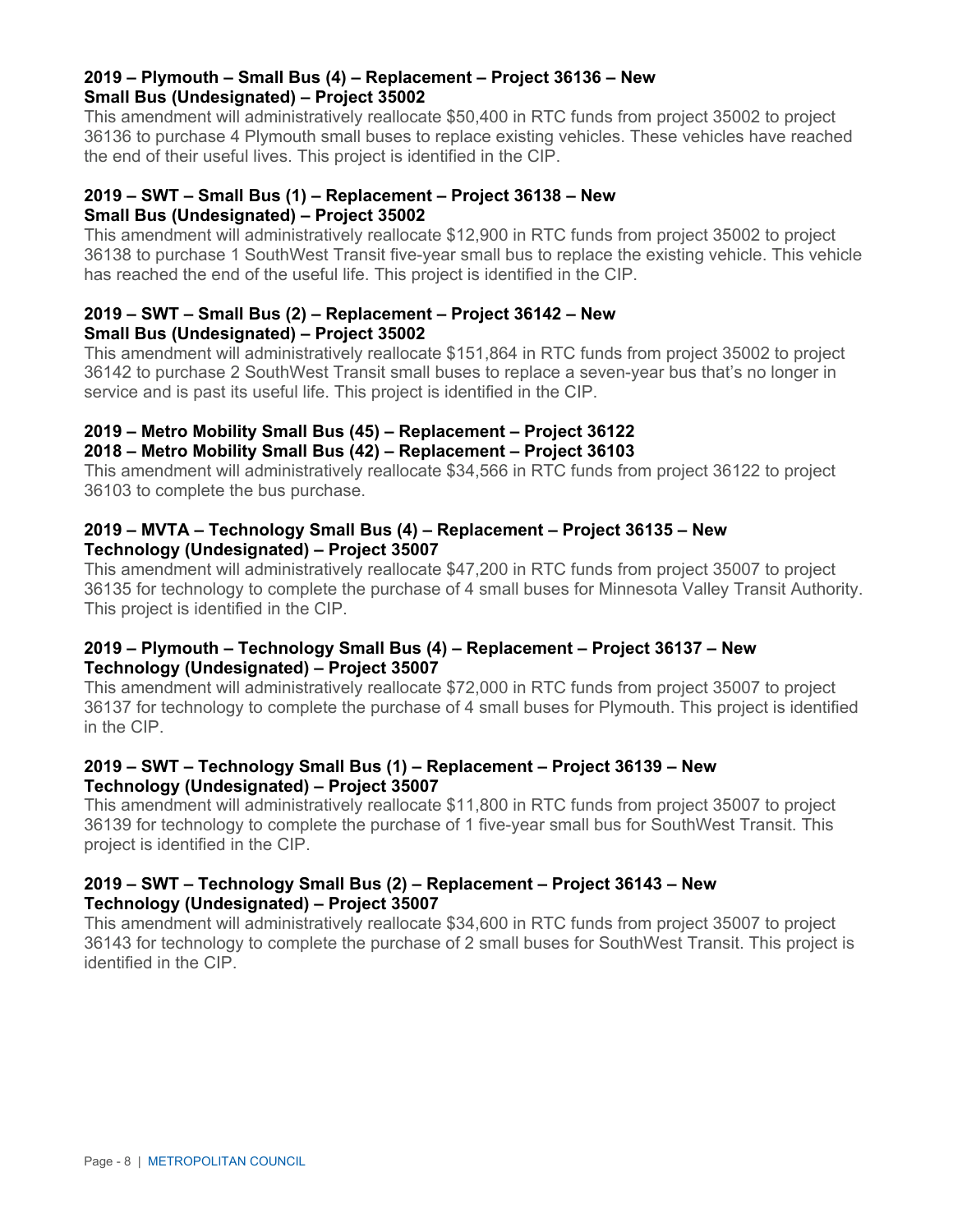### 2019 – Plymouth – Small Bus (4) – Replacement – Project 36136 – New Small Bus (Undesignated) – Project 35002

This amendment will administratively reallocate $50,400 in RTC funds from project 35002 to project 36136 to purchase 4 Plymouth small buses to replace existing vehicles. These vehicles have reached the end of their useful lives. This project is identified in the CIP.

### 2019 – SWT – Small Bus (1) – Replacement – Project 36138 – New Small Bus (Undesignated) – Project 35002

This amendment will administratively reallocate $12,900 in RTC funds from project 35002 to project 36138 to purchase 1 SouthWest Transit five-year small bus to replace the existing vehicle. This vehicle has reached the end of the useful life. This project is identified in the CIP.

### 2019 – SWT – Small Bus (2) – Replacement – Project 36142 – New Small Bus (Undesignated) – Project 35002

This amendment will administratively reallocate $151,864 in RTC funds from project 35002 to project 36142 to purchase 2 SouthWest Transit small buses to replace a seven-year bus that's no longer in service and is past its useful life. This project is identified in the CIP.

### 2019 – Metro Mobility Small Bus (45) – Replacement – Project 36122 2018 – Metro Mobility Small Bus (42) – Replacement – Project 36103

This amendment will administratively reallocate $34,566 in RTC funds from project 36122 to project 36103 to complete the bus purchase.

### 2019 – MVTA – Technology Small Bus (4) – Replacement – Project 36135 – New Technology (Undesignated) – Project 35007

This amendment will administratively reallocate $47,200 in RTC funds from project 35007 to project 36135 for technology to complete the purchase of 4 small buses for Minnesota Valley Transit Authority. This project is identified in the CIP.

### 2019 – Plymouth – Technology Small Bus (4) – Replacement – Project 36137 – New Technology (Undesignated) – Project 35007

This amendment will administratively reallocate $72,000 in RTC funds from project 35007 to project 36137 for technology to complete the purchase of 4 small buses for Plymouth. This project is identified in the CIP.

### 2019 – SWT – Technology Small Bus (1) – Replacement – Project 36139 – New Technology (Undesignated) – Project 35007

This amendment will administratively reallocate $11,800 in RTC funds from project 35007 to project 36139 for technology to complete the purchase of 1 five-year small bus for SouthWest Transit. This project is identified in the CIP.

### 2019 – SWT – Technology Small Bus (2) – Replacement – Project 36143 – New Technology (Undesignated) – Project 35007

This amendment will administratively reallocate $34,600 in RTC funds from project 35007 to project 36143 for technology to complete the purchase of 2 small buses for SouthWest Transit. This project is identified in the CIP.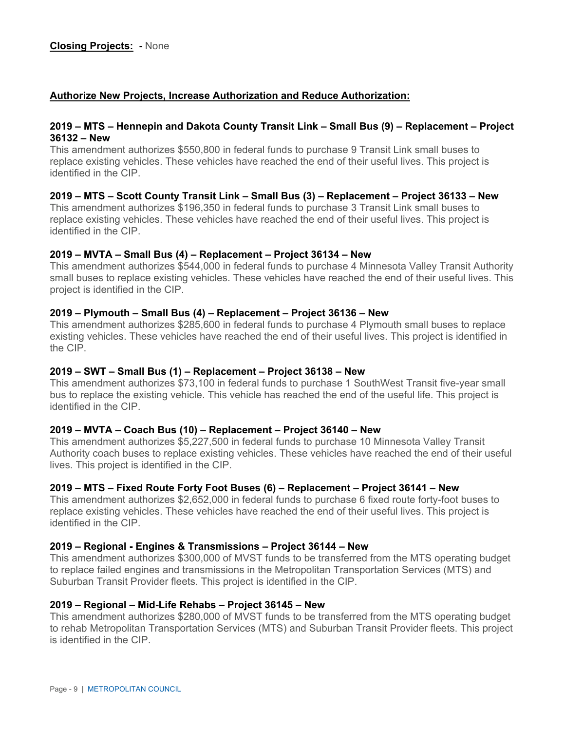**Closing Projects:** **-** None

**Authorize New Projects, Increase Authorization and Reduce Authorization:**

**2019 – MTS – Hennepin and Dakota County Transit Link – Small Bus (9) – Replacement – Project 36132 – New**

This amendment authorizes $550,800 in federal funds to purchase 9 Transit Link small buses to replace existing vehicles. These vehicles have reached the end of their useful lives. This project is identified in the CIP.

**2019 – MTS – Scott County Transit Link – Small Bus (3) – Replacement – Project 36133 – New**

This amendment authorizes $196,350 in federal funds to purchase 3 Transit Link small buses to replace existing vehicles. These vehicles have reached the end of their useful lives. This project is identified in the CIP.

**2019 – MVTA – Small Bus (4) – Replacement – Project 36134 – New**

This amendment authorizes $544,000 in federal funds to purchase 4 Minnesota Valley Transit Authority small buses to replace existing vehicles. These vehicles have reached the end of their useful lives. This project is identified in the CIP.

**2019 – Plymouth – Small Bus (4) – Replacement – Project 36136 – New**

This amendment authorizes $285,600 in federal funds to purchase 4 Plymouth small buses to replace existing vehicles. These vehicles have reached the end of their useful lives. This project is identified in the CIP.

**2019 – SWT – Small Bus (1) – Replacement – Project 36138 – New**

This amendment authorizes $73,100 in federal funds to purchase 1 SouthWest Transit five-year small bus to replace the existing vehicle. This vehicle has reached the end of the useful life. This project is identified in the CIP.

**2019 – MVTA – Coach Bus (10) – Replacement – Project 36140 – New**

This amendment authorizes $5,227,500 in federal funds to purchase 10 Minnesota Valley Transit Authority coach buses to replace existing vehicles. These vehicles have reached the end of their useful lives. This project is identified in the CIP.

**2019 – MTS – Fixed Route Forty Foot Buses (6) – Replacement – Project 36141 – New**

This amendment authorizes $2,652,000 in federal funds to purchase 6 fixed route forty-foot buses to replace existing vehicles. These vehicles have reached the end of their useful lives. This project is identified in the CIP.

**2019 – Regional - Engines & Transmissions – Project 36144 – New**

This amendment authorizes $300,000 of MVST funds to be transferred from the MTS operating budget to replace failed engines and transmissions in the Metropolitan Transportation Services (MTS) and Suburban Transit Provider fleets. This project is identified in the CIP.

**2019 – Regional – Mid-Life Rehabs – Project 36145 – New**

This amendment authorizes $280,000 of MVST funds to be transferred from the MTS operating budget to rehab Metropolitan Transportation Services (MTS) and Suburban Transit Provider fleets. This project is identified in the CIP.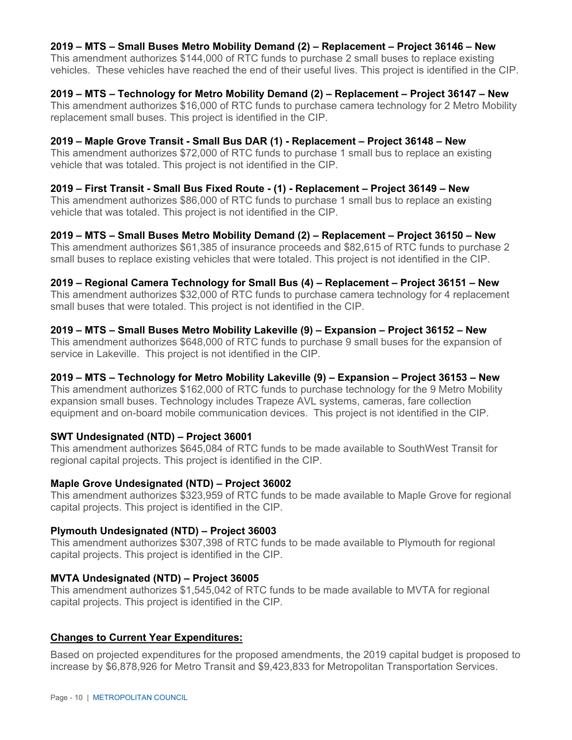**2019 – MTS – Small Buses Metro Mobility Demand (2) – Replacement – Project 36146 – New**
This amendment authorizes $144,000 of RTC funds to purchase 2 small buses to replace existing vehicles. These vehicles have reached the end of their useful lives. This project is identified in the CIP.

**2019 – MTS – Technology for Metro Mobility Demand (2) – Replacement – Project 36147 – New**
This amendment authorizes $16,000 of RTC funds to purchase camera technology for 2 Metro Mobility replacement small buses. This project is identified in the CIP.

**2019 – Maple Grove Transit - Small Bus DAR (1) - Replacement – Project 36148 – New**
This amendment authorizes $72,000 of RTC funds to purchase 1 small bus to replace an existing vehicle that was totaled. This project is not identified in the CIP.

**2019 – First Transit - Small Bus Fixed Route - (1) - Replacement – Project 36149 – New**
This amendment authorizes $86,000 of RTC funds to purchase 1 small bus to replace an existing vehicle that was totaled. This project is not identified in the CIP.

**2019 – MTS – Small Buses Metro Mobility Demand (2) – Replacement – Project 36150 – New**
This amendment authorizes $61,385 of insurance proceeds and $82,615 of RTC funds to purchase 2 small buses to replace existing vehicles that were totaled. This project is not identified in the CIP.

**2019 – Regional Camera Technology for Small Bus (4) – Replacement – Project 36151 – New**
This amendment authorizes $32,000 of RTC funds to purchase camera technology for 4 replacement small buses that were totaled. This project is not identified in the CIP.

**2019 – MTS – Small Buses Metro Mobility Lakeville (9) – Expansion – Project 36152 – New**
This amendment authorizes $648,000 of RTC funds to purchase 9 small buses for the expansion of service in Lakeville. This project is not identified in the CIP.

**2019 – MTS – Technology for Metro Mobility Lakeville (9) – Expansion – Project 36153 – New**
This amendment authorizes $162,000 of RTC funds to purchase technology for the 9 Metro Mobility expansion small buses. Technology includes Trapeze AVL systems, cameras, fare collection equipment and on-board mobile communication devices. This project is not identified in the CIP.

**SWT Undesignated (NTD) – Project 36001**
This amendment authorizes $645,084 of RTC funds to be made available to SouthWest Transit for regional capital projects. This project is identified in the CIP.

**Maple Grove Undesignated (NTD) – Project 36002**
This amendment authorizes $323,959 of RTC funds to be made available to Maple Grove for regional capital projects. This project is identified in the CIP.

**Plymouth Undesignated (NTD) – Project 36003**
This amendment authorizes $307,398 of RTC funds to be made available to Plymouth for regional capital projects. This project is identified in the CIP.

**MVTA Undesignated (NTD) – Project 36005**
This amendment authorizes $1,545,042 of RTC funds to be made available to MVTA for regional capital projects. This project is identified in the CIP.

**Changes to Current Year Expenditures:**

Based on projected expenditures for the proposed amendments, the 2019 capital budget is proposed to increase by $6,878,926 for Metro Transit and $9,423,833 for Metropolitan Transportation Services.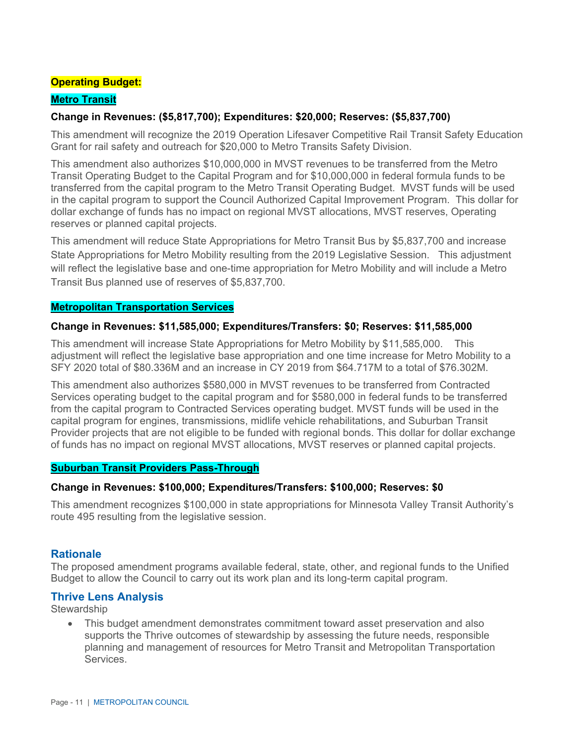## Operating Budget:

### Metro Transit

**Change in Revenues: ($5,817,700); Expenditures: $20,000; Reserves: ($5,837,700)**

This amendment will recognize the 2019 Operation Lifesaver Competitive Rail Transit Safety Education Grant for rail safety and outreach for $20,000 to Metro Transits Safety Division.

This amendment also authorizes $10,000,000 in MVST revenues to be transferred from the Metro Transit Operating Budget to the Capital Program and for $10,000,000 in federal formula funds to be transferred from the capital program to the Metro Transit Operating Budget. MVST funds will be used in the capital program to support the Council Authorized Capital Improvement Program. This dollar for dollar exchange of funds has no impact on regional MVST allocations, MVST reserves, Operating reserves or planned capital projects.

This amendment will reduce State Appropriations for Metro Transit Bus by $5,837,700 and increase State Appropriations for Metro Mobility resulting from the 2019 Legislative Session. This adjustment will reflect the legislative base and one-time appropriation for Metro Mobility and will include a Metro Transit Bus planned use of reserves of $5,837,700.

### Metropolitan Transportation Services

**Change in Revenues: $11,585,000; Expenditures/Transfers: $0; Reserves: $11,585,000**

This amendment will increase State Appropriations for Metro Mobility by $11,585,000. This adjustment will reflect the legislative base appropriation and one time increase for Metro Mobility to a SFY 2020 total of $80.336M and an increase in CY 2019 from $64.717M to a total of $76.302M.

This amendment also authorizes $580,000 in MVST revenues to be transferred from Contracted Services operating budget to the capital program and for $580,000 in federal funds to be transferred from the capital program to Contracted Services operating budget. MVST funds will be used in the capital program for engines, transmissions, midlife vehicle rehabilitations, and Suburban Transit Provider projects that are not eligible to be funded with regional bonds. This dollar for dollar exchange of funds has no impact on regional MVST allocations, MVST reserves or planned capital projects.

### Suburban Transit Providers Pass-Through

**Change in Revenues: $100,000; Expenditures/Transfers: $100,000; Reserves: $0**

This amendment recognizes $100,000 in state appropriations for Minnesota Valley Transit Authority's route 495 resulting from the legislative session.

## Rationale

The proposed amendment programs available federal, state, other, and regional funds to the Unified Budget to allow the Council to carry out its work plan and its long-term capital program.

## Thrive Lens Analysis

Stewardship

- This budget amendment demonstrates commitment toward asset preservation and also supports the Thrive outcomes of stewardship by assessing the future needs, responsible planning and management of resources for Metro Transit and Metropolitan Transportation Services.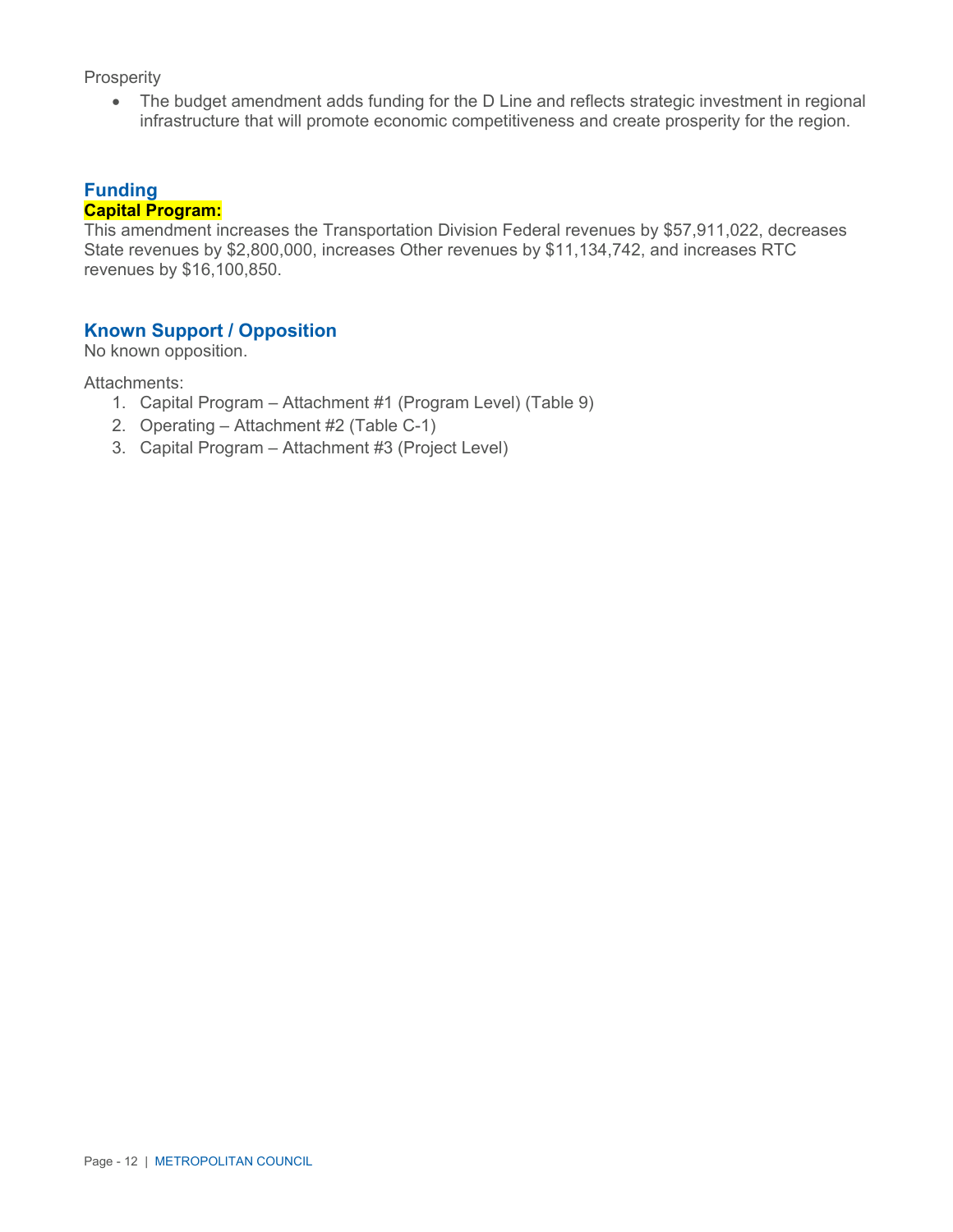Prosperity

- The budget amendment adds funding for the D Line and reflects strategic investment in regional infrastructure that will promote economic competitiveness and create prosperity for the region.

## Funding

**Capital Program:**

This amendment increases the Transportation Division Federal revenues by $57,911,022, decreases State revenues by $2,800,000, increases Other revenues by $11,134,742, and increases RTC revenues by $16,100,850.

## Known Support / Opposition

No known opposition.

Attachments:

1. Capital Program – Attachment #1 (Program Level) (Table 9)
2. Operating – Attachment #2 (Table C-1)
3. Capital Program – Attachment #3 (Project Level)